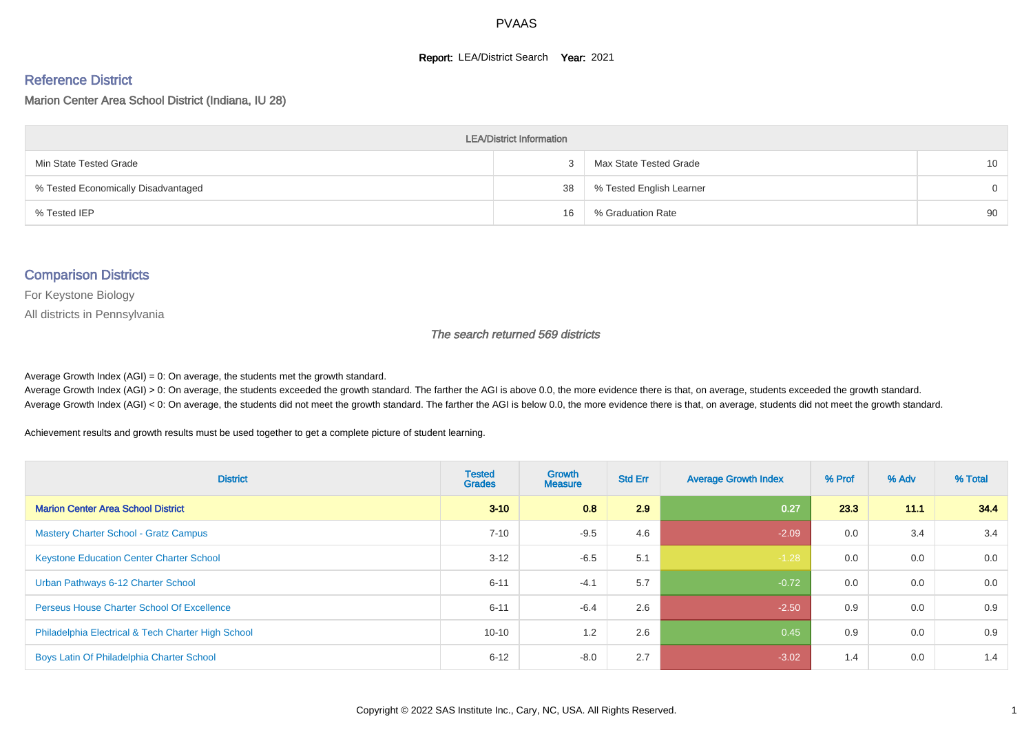# PVAAS

**Report:** LEA/District Search **Year:** 2021

## Reference District

Marion Center Area School District (Indiana, IU 28)

| LEA/District Information | | | |
|---|---|---|---|
| Min State Tested Grade | 3 | Max State Tested Grade | 10 |
| % Tested Economically Disadvantaged | 38 | % Tested English Learner | 0 |
| % Tested IEP | 16 | % Graduation Rate | 90 |

## Comparison Districts

For Keystone Biology

All districts in Pennsylvania

*The search returned 569 districts*

Average Growth Index (AGI) = 0: On average, the students met the growth standard.

Average Growth Index (AGI) > 0: On average, the students exceeded the growth standard. The farther the AGI is above 0.0, the more evidence there is that, on average, students exceeded the growth standard.

Average Growth Index (AGI) < 0: On average, the students did not meet the growth standard. The farther the AGI is below 0.0, the more evidence there is that, on average, students did not meet the growth standard.

Achievement results and growth results must be used together to get a complete picture of student learning.

| District | Tested Grades | Growth Measure | Std Err | Average Growth Index | % Prof | % Adv | % Total |
|---|---|---|---|---|---|---|---|
| **Marion Center Area School District** | **3-10** | **0.8** | **2.9** | **0.27** | **23.3** | **11.1** | **34.4** |
| Mastery Charter School - Gratz Campus | 7-10 | -9.5 | 4.6 | -2.09 | 0.0 | 3.4 | 3.4 |
| Keystone Education Center Charter School | 3-12 | -6.5 | 5.1 | -1.28 | 0.0 | 0.0 | 0.0 |
| Urban Pathways 6-12 Charter School | 6-11 | -4.1 | 5.7 | -0.72 | 0.0 | 0.0 | 0.0 |
| Perseus House Charter School Of Excellence | 6-11 | -6.4 | 2.6 | -2.50 | 0.9 | 0.0 | 0.9 |
| Philadelphia Electrical & Tech Charter High School | 10-10 | 1.2 | 2.6 | 0.45 | 0.9 | 0.0 | 0.9 |
| Boys Latin Of Philadelphia Charter School | 6-12 | -8.0 | 2.7 | -3.02 | 1.4 | 0.0 | 1.4 |

Copyright © 2022 SAS Institute Inc., Cary, NC, USA. All Rights Reserved.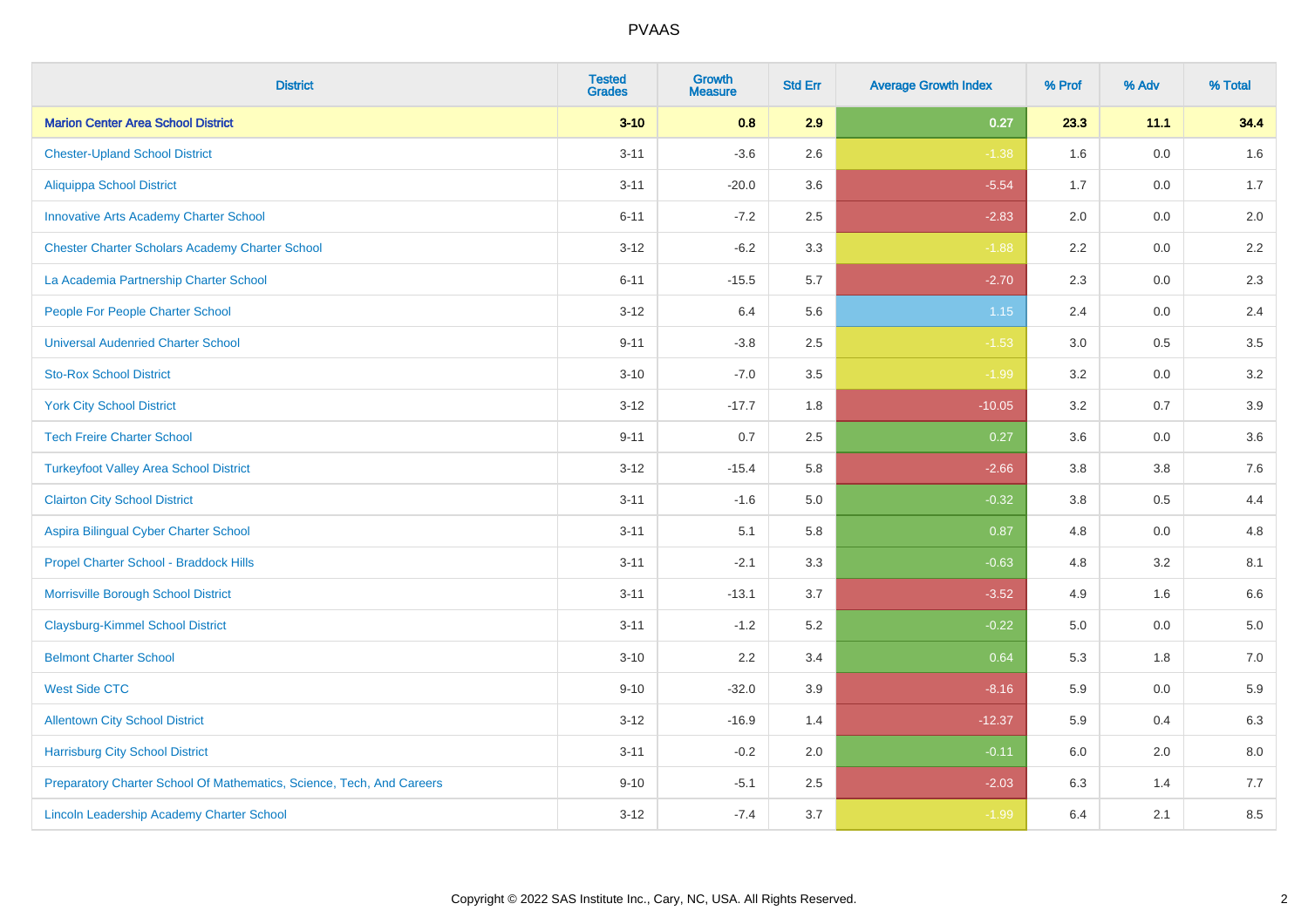PVAAS

| District | Tested Grades | Growth Measure | Std Err | Average Growth Index | % Prof | % Adv | % Total |
|---|---|---|---|---|---|---|---|
| **Marion Center Area School District** | **3-10** | **0.8** | **2.9** | **0.27** | **23.3** | **11.1** | **34.4** |
| Chester-Upland School District | 3-11 | -3.6 | 2.6 | -1.38 | 1.6 | 0.0 | 1.6 |
| Aliquippa School District | 3-11 | -20.0 | 3.6 | -5.54 | 1.7 | 0.0 | 1.7 |
| Innovative Arts Academy Charter School | 6-11 | -7.2 | 2.5 | -2.83 | 2.0 | 0.0 | 2.0 |
| Chester Charter Scholars Academy Charter School | 3-12 | -6.2 | 3.3 | -1.88 | 2.2 | 0.0 | 2.2 |
| La Academia Partnership Charter School | 6-11 | -15.5 | 5.7 | -2.70 | 2.3 | 0.0 | 2.3 |
| People For People Charter School | 3-12 | 6.4 | 5.6 | 1.15 | 2.4 | 0.0 | 2.4 |
| Universal Audenried Charter School | 9-11 | -3.8 | 2.5 | -1.53 | 3.0 | 0.5 | 3.5 |
| Sto-Rox School District | 3-10 | -7.0 | 3.5 | -1.99 | 3.2 | 0.0 | 3.2 |
| York City School District | 3-12 | -17.7 | 1.8 | -10.05 | 3.2 | 0.7 | 3.9 |
| Tech Freire Charter School | 9-11 | 0.7 | 2.5 | 0.27 | 3.6 | 0.0 | 3.6 |
| Turkeyfoot Valley Area School District | 3-12 | -15.4 | 5.8 | -2.66 | 3.8 | 3.8 | 7.6 |
| Clairton City School District | 3-11 | -1.6 | 5.0 | -0.32 | 3.8 | 0.5 | 4.4 |
| Aspira Bilingual Cyber Charter School | 3-11 | 5.1 | 5.8 | 0.87 | 4.8 | 0.0 | 4.8 |
| Propel Charter School - Braddock Hills | 3-11 | -2.1 | 3.3 | -0.63 | 4.8 | 3.2 | 8.1 |
| Morrisville Borough School District | 3-11 | -13.1 | 3.7 | -3.52 | 4.9 | 1.6 | 6.6 |
| Claysburg-Kimmel School District | 3-11 | -1.2 | 5.2 | -0.22 | 5.0 | 0.0 | 5.0 |
| Belmont Charter School | 3-10 | 2.2 | 3.4 | 0.64 | 5.3 | 1.8 | 7.0 |
| West Side CTC | 9-10 | -32.0 | 3.9 | -8.16 | 5.9 | 0.0 | 5.9 |
| Allentown City School District | 3-12 | -16.9 | 1.4 | -12.37 | 5.9 | 0.4 | 6.3 |
| Harrisburg City School District | 3-11 | -0.2 | 2.0 | -0.11 | 6.0 | 2.0 | 8.0 |
| Preparatory Charter School Of Mathematics, Science, Tech, And Careers | 9-10 | -5.1 | 2.5 | -2.03 | 6.3 | 1.4 | 7.7 |
| Lincoln Leadership Academy Charter School | 3-12 | -7.4 | 3.7 | -1.99 | 6.4 | 2.1 | 8.5 |

Copyright © 2022 SAS Institute Inc., Cary, NC, USA. All Rights Reserved.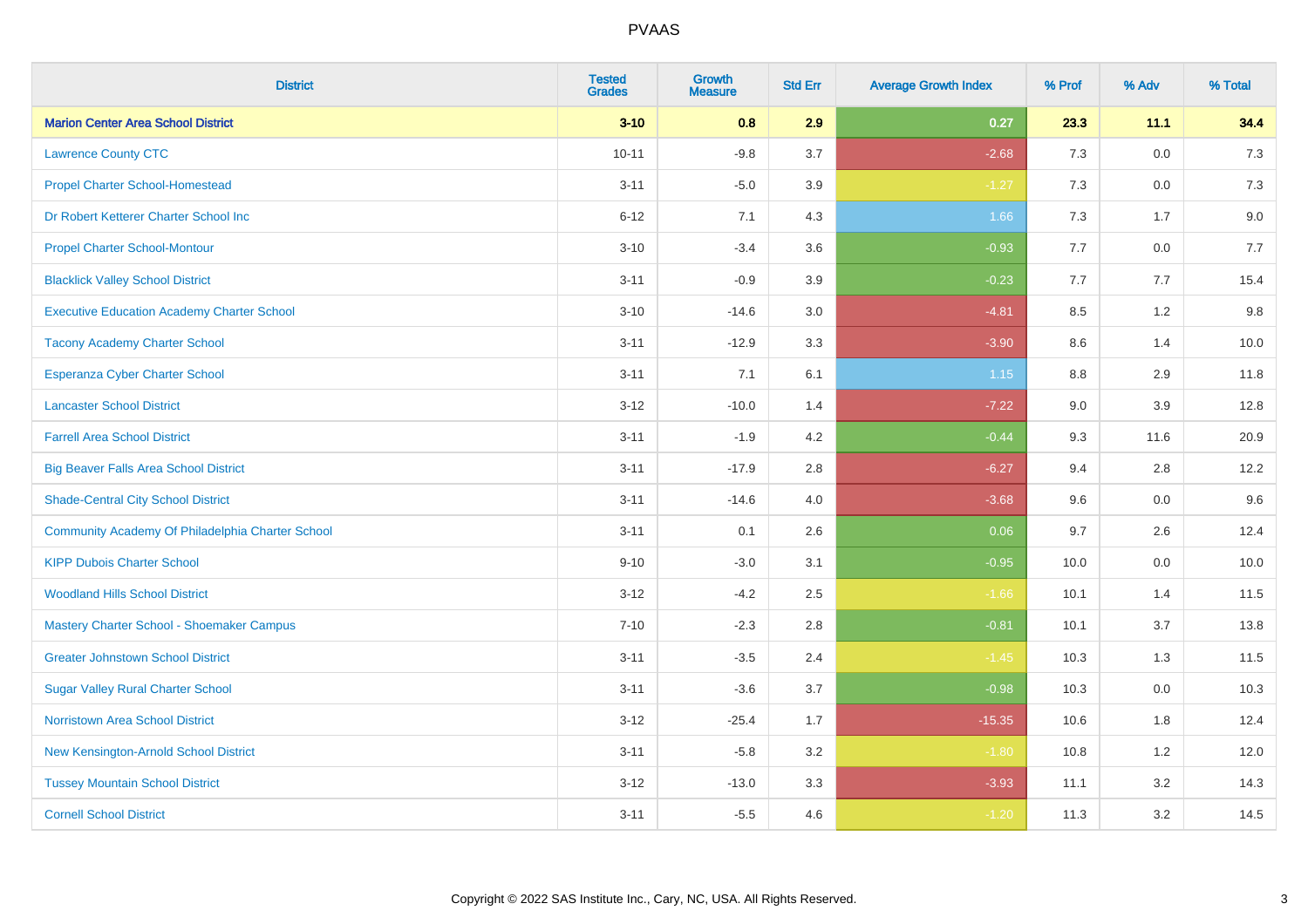| District | Tested Grades | Growth Measure | Std Err | Average Growth Index | % Prof | % Adv | % Total |
|---|---|---|---|---|---|---|---|
| **Marion Center Area School District** | **3-10** | **0.8** | **2.9** | **0.27** | **23.3** | **11.1** | **34.4** |
| Lawrence County CTC | 10-11 | -9.8 | 3.7 | -2.68 | 7.3 | 0.0 | 7.3 |
| Propel Charter School-Homestead | 3-11 | -5.0 | 3.9 | -1.27 | 7.3 | 0.0 | 7.3 |
| Dr Robert Ketterer Charter School Inc | 6-12 | 7.1 | 4.3 | 1.66 | 7.3 | 1.7 | 9.0 |
| Propel Charter School-Montour | 3-10 | -3.4 | 3.6 | -0.93 | 7.7 | 0.0 | 7.7 |
| Blacklick Valley School District | 3-11 | -0.9 | 3.9 | -0.23 | 7.7 | 7.7 | 15.4 |
| Executive Education Academy Charter School | 3-10 | -14.6 | 3.0 | -4.81 | 8.5 | 1.2 | 9.8 |
| Tacony Academy Charter School | 3-11 | -12.9 | 3.3 | -3.90 | 8.6 | 1.4 | 10.0 |
| Esperanza Cyber Charter School | 3-11 | 7.1 | 6.1 | 1.15 | 8.8 | 2.9 | 11.8 |
| Lancaster School District | 3-12 | -10.0 | 1.4 | -7.22 | 9.0 | 3.9 | 12.8 |
| Farrell Area School District | 3-11 | -1.9 | 4.2 | -0.44 | 9.3 | 11.6 | 20.9 |
| Big Beaver Falls Area School District | 3-11 | -17.9 | 2.8 | -6.27 | 9.4 | 2.8 | 12.2 |
| Shade-Central City School District | 3-11 | -14.6 | 4.0 | -3.68 | 9.6 | 0.0 | 9.6 |
| Community Academy Of Philadelphia Charter School | 3-11 | 0.1 | 2.6 | 0.06 | 9.7 | 2.6 | 12.4 |
| KIPP Dubois Charter School | 9-10 | -3.0 | 3.1 | -0.95 | 10.0 | 0.0 | 10.0 |
| Woodland Hills School District | 3-12 | -4.2 | 2.5 | -1.66 | 10.1 | 1.4 | 11.5 |
| Mastery Charter School - Shoemaker Campus | 7-10 | -2.3 | 2.8 | -0.81 | 10.1 | 3.7 | 13.8 |
| Greater Johnstown School District | 3-11 | -3.5 | 2.4 | -1.45 | 10.3 | 1.3 | 11.5 |
| Sugar Valley Rural Charter School | 3-11 | -3.6 | 3.7 | -0.98 | 10.3 | 0.0 | 10.3 |
| Norristown Area School District | 3-12 | -25.4 | 1.7 | -15.35 | 10.6 | 1.8 | 12.4 |
| New Kensington-Arnold School District | 3-11 | -5.8 | 3.2 | -1.80 | 10.8 | 1.2 | 12.0 |
| Tussey Mountain School District | 3-12 | -13.0 | 3.3 | -3.93 | 11.1 | 3.2 | 14.3 |
| Cornell School District | 3-11 | -5.5 | 4.6 | -1.20 | 11.3 | 3.2 | 14.5 |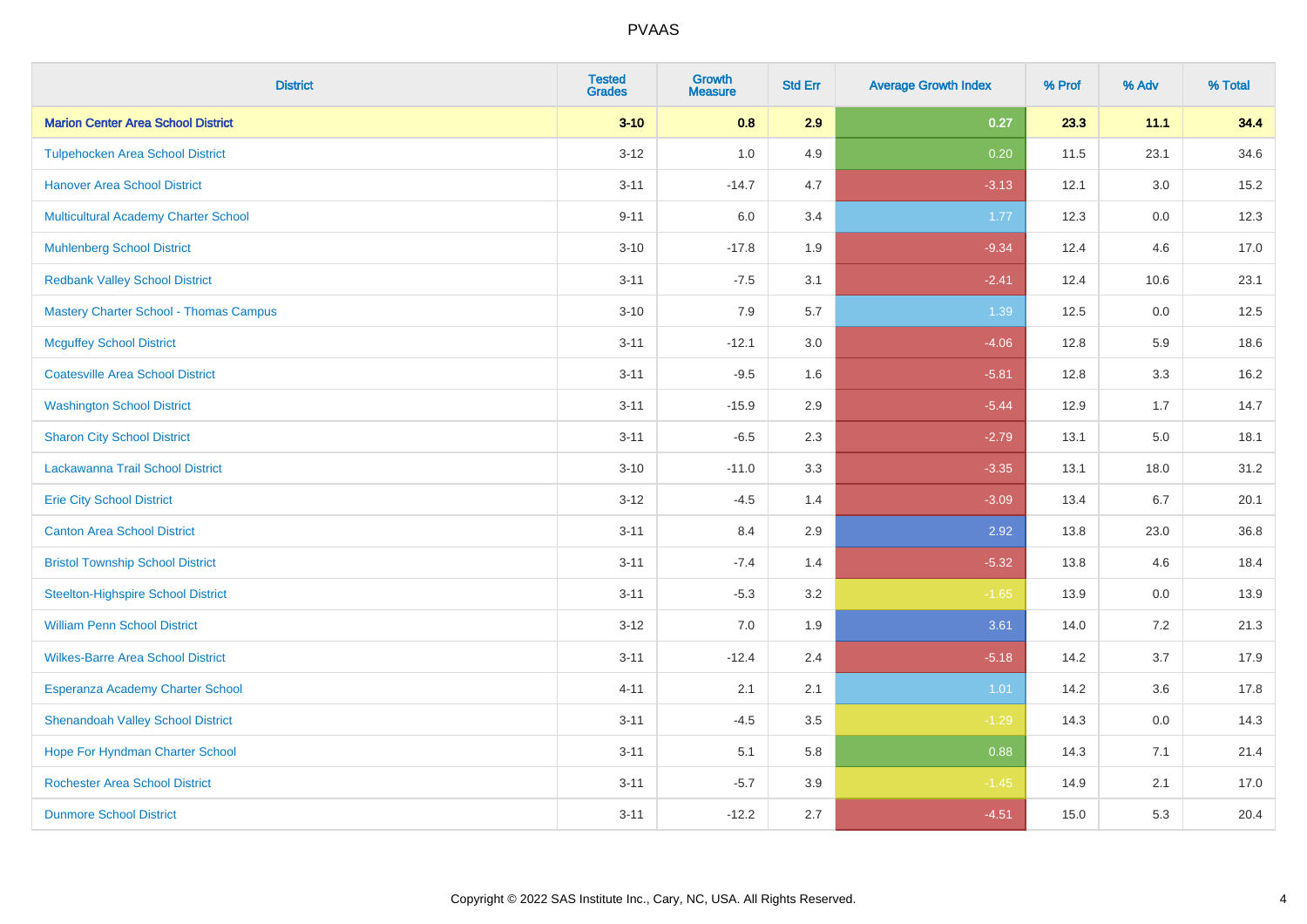PVAAS

| District | Tested Grades | Growth Measure | Std Err | Average Growth Index | % Prof | % Adv | % Total |
|---|---|---|---|---|---|---|---|
| **Marion Center Area School District** | **3-10** | **0.8** | **2.9** | **0.27** | **23.3** | **11.1** | **34.4** |
| Tulpehocken Area School District | 3-12 | 1.0 | 4.9 | 0.20 | 11.5 | 23.1 | 34.6 |
| Hanover Area School District | 3-11 | -14.7 | 4.7 | -3.13 | 12.1 | 3.0 | 15.2 |
| Multicultural Academy Charter School | 9-11 | 6.0 | 3.4 | 1.77 | 12.3 | 0.0 | 12.3 |
| Muhlenberg School District | 3-10 | -17.8 | 1.9 | -9.34 | 12.4 | 4.6 | 17.0 |
| Redbank Valley School District | 3-11 | -7.5 | 3.1 | -2.41 | 12.4 | 10.6 | 23.1 |
| Mastery Charter School - Thomas Campus | 3-10 | 7.9 | 5.7 | 1.39 | 12.5 | 0.0 | 12.5 |
| Mcguffey School District | 3-11 | -12.1 | 3.0 | -4.06 | 12.8 | 5.9 | 18.6 |
| Coatesville Area School District | 3-11 | -9.5 | 1.6 | -5.81 | 12.8 | 3.3 | 16.2 |
| Washington School District | 3-11 | -15.9 | 2.9 | -5.44 | 12.9 | 1.7 | 14.7 |
| Sharon City School District | 3-11 | -6.5 | 2.3 | -2.79 | 13.1 | 5.0 | 18.1 |
| Lackawanna Trail School District | 3-10 | -11.0 | 3.3 | -3.35 | 13.1 | 18.0 | 31.2 |
| Erie City School District | 3-12 | -4.5 | 1.4 | -3.09 | 13.4 | 6.7 | 20.1 |
| Canton Area School District | 3-11 | 8.4 | 2.9 | 2.92 | 13.8 | 23.0 | 36.8 |
| Bristol Township School District | 3-11 | -7.4 | 1.4 | -5.32 | 13.8 | 4.6 | 18.4 |
| Steelton-Highspire School District | 3-11 | -5.3 | 3.2 | -1.65 | 13.9 | 0.0 | 13.9 |
| William Penn School District | 3-12 | 7.0 | 1.9 | 3.61 | 14.0 | 7.2 | 21.3 |
| Wilkes-Barre Area School District | 3-11 | -12.4 | 2.4 | -5.18 | 14.2 | 3.7 | 17.9 |
| Esperanza Academy Charter School | 4-11 | 2.1 | 2.1 | 1.01 | 14.2 | 3.6 | 17.8 |
| Shenandoah Valley School District | 3-11 | -4.5 | 3.5 | -1.29 | 14.3 | 0.0 | 14.3 |
| Hope For Hyndman Charter School | 3-11 | 5.1 | 5.8 | 0.88 | 14.3 | 7.1 | 21.4 |
| Rochester Area School District | 3-11 | -5.7 | 3.9 | -1.45 | 14.9 | 2.1 | 17.0 |
| Dunmore School District | 3-11 | -12.2 | 2.7 | -4.51 | 15.0 | 5.3 | 20.4 |

Copyright © 2022 SAS Institute Inc., Cary, NC, USA. All Rights Reserved.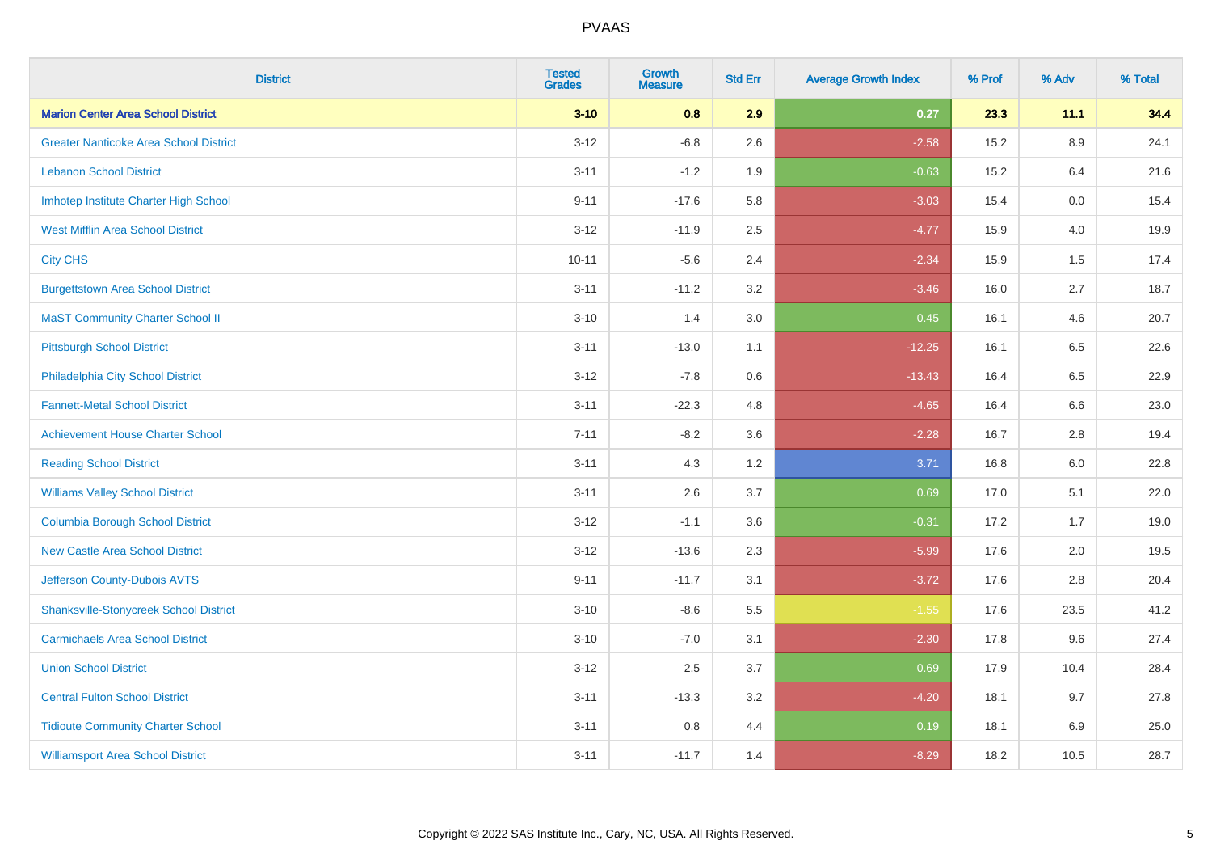# PVAAS

| District | Tested Grades | Growth Measure | Std Err | Average Growth Index | % Prof | % Adv | % Total |
|---|---|---|---|---|---|---|---|
| **Marion Center Area School District** | **3-10** | **0.8** | **2.9** | **0.27** | **23.3** | **11.1** | **34.4** |
| Greater Nanticoke Area School District | 3-12 | -6.8 | 2.6 | -2.58 | 15.2 | 8.9 | 24.1 |
| Lebanon School District | 3-11 | -1.2 | 1.9 | -0.63 | 15.2 | 6.4 | 21.6 |
| Imhotep Institute Charter High School | 9-11 | -17.6 | 5.8 | -3.03 | 15.4 | 0.0 | 15.4 |
| West Mifflin Area School District | 3-12 | -11.9 | 2.5 | -4.77 | 15.9 | 4.0 | 19.9 |
| City CHS | 10-11 | -5.6 | 2.4 | -2.34 | 15.9 | 1.5 | 17.4 |
| Burgettstown Area School District | 3-11 | -11.2 | 3.2 | -3.46 | 16.0 | 2.7 | 18.7 |
| MaST Community Charter School II | 3-10 | 1.4 | 3.0 | 0.45 | 16.1 | 4.6 | 20.7 |
| Pittsburgh School District | 3-11 | -13.0 | 1.1 | -12.25 | 16.1 | 6.5 | 22.6 |
| Philadelphia City School District | 3-12 | -7.8 | 0.6 | -13.43 | 16.4 | 6.5 | 22.9 |
| Fannett-Metal School District | 3-11 | -22.3 | 4.8 | -4.65 | 16.4 | 6.6 | 23.0 |
| Achievement House Charter School | 7-11 | -8.2 | 3.6 | -2.28 | 16.7 | 2.8 | 19.4 |
| Reading School District | 3-11 | 4.3 | 1.2 | 3.71 | 16.8 | 6.0 | 22.8 |
| Williams Valley School District | 3-11 | 2.6 | 3.7 | 0.69 | 17.0 | 5.1 | 22.0 |
| Columbia Borough School District | 3-12 | -1.1 | 3.6 | -0.31 | 17.2 | 1.7 | 19.0 |
| New Castle Area School District | 3-12 | -13.6 | 2.3 | -5.99 | 17.6 | 2.0 | 19.5 |
| Jefferson County-Dubois AVTS | 9-11 | -11.7 | 3.1 | -3.72 | 17.6 | 2.8 | 20.4 |
| Shanksville-Stonycreek School District | 3-10 | -8.6 | 5.5 | -1.55 | 17.6 | 23.5 | 41.2 |
| Carmichaels Area School District | 3-10 | -7.0 | 3.1 | -2.30 | 17.8 | 9.6 | 27.4 |
| Union School District | 3-12 | 2.5 | 3.7 | 0.69 | 17.9 | 10.4 | 28.4 |
| Central Fulton School District | 3-11 | -13.3 | 3.2 | -4.20 | 18.1 | 9.7 | 27.8 |
| Tidioute Community Charter School | 3-11 | 0.8 | 4.4 | 0.19 | 18.1 | 6.9 | 25.0 |
| Williamsport Area School District | 3-11 | -11.7 | 1.4 | -8.29 | 18.2 | 10.5 | 28.7 |

Copyright © 2022 SAS Institute Inc., Cary, NC, USA. All Rights Reserved.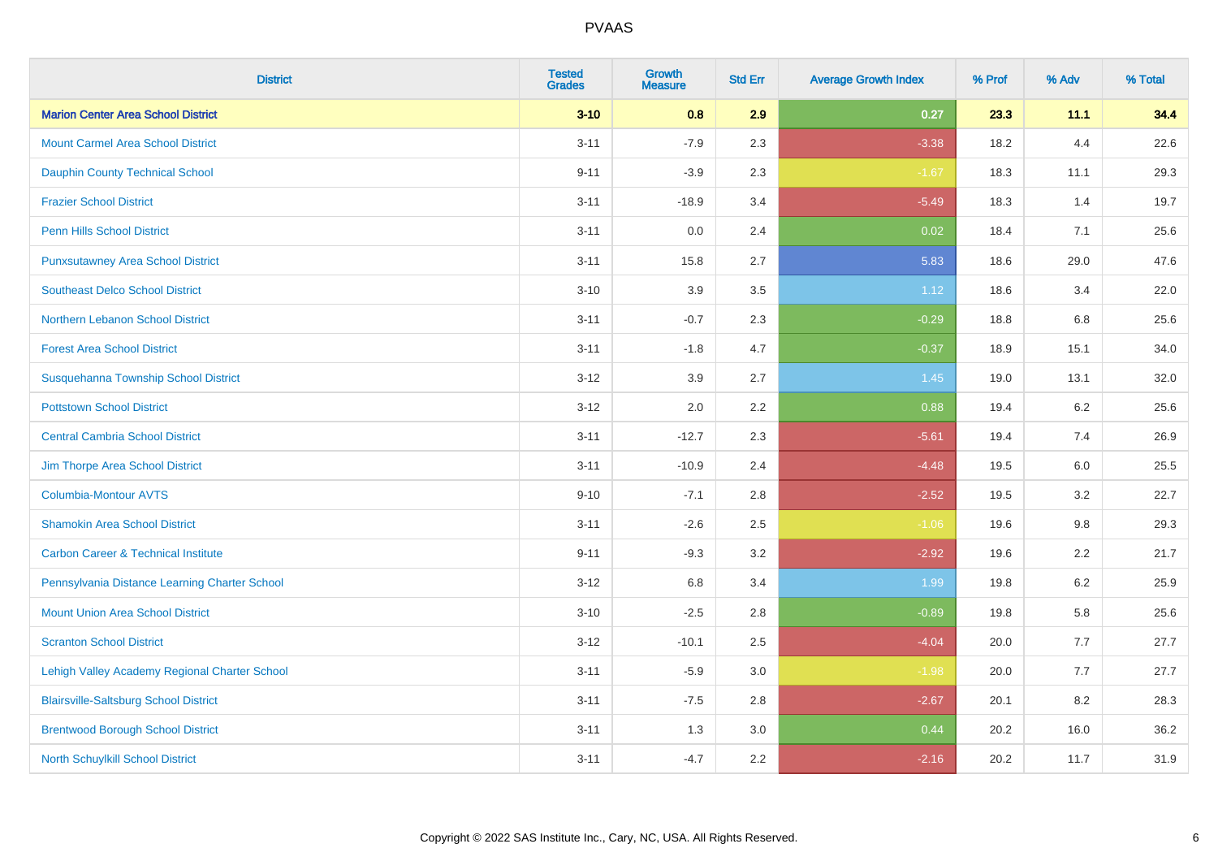# PVAAS

| District | Tested Grades | Growth Measure | Std Err | Average Growth Index | % Prof | % Adv | % Total |
|---|---|---|---|---|---|---|---|
| **Marion Center Area School District** | **3-10** | **0.8** | **2.9** | **0.27** | **23.3** | **11.1** | **34.4** |
| Mount Carmel Area School District | 3-11 | -7.9 | 2.3 | -3.38 | 18.2 | 4.4 | 22.6 |
| Dauphin County Technical School | 9-11 | -3.9 | 2.3 | -1.67 | 18.3 | 11.1 | 29.3 |
| Frazier School District | 3-11 | -18.9 | 3.4 | -5.49 | 18.3 | 1.4 | 19.7 |
| Penn Hills School District | 3-11 | 0.0 | 2.4 | 0.02 | 18.4 | 7.1 | 25.6 |
| Punxsutawney Area School District | 3-11 | 15.8 | 2.7 | 5.83 | 18.6 | 29.0 | 47.6 |
| Southeast Delco School District | 3-10 | 3.9 | 3.5 | 1.12 | 18.6 | 3.4 | 22.0 |
| Northern Lebanon School District | 3-11 | -0.7 | 2.3 | -0.29 | 18.8 | 6.8 | 25.6 |
| Forest Area School District | 3-11 | -1.8 | 4.7 | -0.37 | 18.9 | 15.1 | 34.0 |
| Susquehanna Township School District | 3-12 | 3.9 | 2.7 | 1.45 | 19.0 | 13.1 | 32.0 |
| Pottstown School District | 3-12 | 2.0 | 2.2 | 0.88 | 19.4 | 6.2 | 25.6 |
| Central Cambria School District | 3-11 | -12.7 | 2.3 | -5.61 | 19.4 | 7.4 | 26.9 |
| Jim Thorpe Area School District | 3-11 | -10.9 | 2.4 | -4.48 | 19.5 | 6.0 | 25.5 |
| Columbia-Montour AVTS | 9-10 | -7.1 | 2.8 | -2.52 | 19.5 | 3.2 | 22.7 |
| Shamokin Area School District | 3-11 | -2.6 | 2.5 | -1.06 | 19.6 | 9.8 | 29.3 |
| Carbon Career & Technical Institute | 9-11 | -9.3 | 3.2 | -2.92 | 19.6 | 2.2 | 21.7 |
| Pennsylvania Distance Learning Charter School | 3-12 | 6.8 | 3.4 | 1.99 | 19.8 | 6.2 | 25.9 |
| Mount Union Area School District | 3-10 | -2.5 | 2.8 | -0.89 | 19.8 | 5.8 | 25.6 |
| Scranton School District | 3-12 | -10.1 | 2.5 | -4.04 | 20.0 | 7.7 | 27.7 |
| Lehigh Valley Academy Regional Charter School | 3-11 | -5.9 | 3.0 | -1.98 | 20.0 | 7.7 | 27.7 |
| Blairsville-Saltsburg School District | 3-11 | -7.5 | 2.8 | -2.67 | 20.1 | 8.2 | 28.3 |
| Brentwood Borough School District | 3-11 | 1.3 | 3.0 | 0.44 | 20.2 | 16.0 | 36.2 |
| North Schuylkill School District | 3-11 | -4.7 | 2.2 | -2.16 | 20.2 | 11.7 | 31.9 |

Copyright © 2022 SAS Institute Inc., Cary, NC, USA. All Rights Reserved.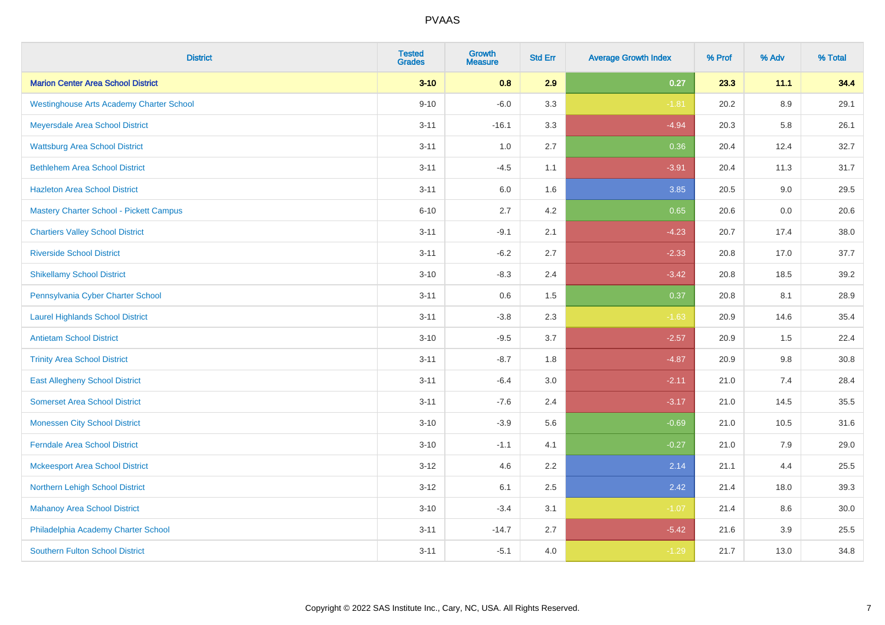| District | Tested Grades | Growth Measure | Std Err | Average Growth Index | % Prof | % Adv | % Total |
|---|---|---|---|---|---|---|---|
| **Marion Center Area School District** | **3-10** | **0.8** | **2.9** | **0.27** | **23.3** | **11.1** | **34.4** |
| Westinghouse Arts Academy Charter School | 9-10 | -6.0 | 3.3 | -1.81 | 20.2 | 8.9 | 29.1 |
| Meyersdale Area School District | 3-11 | -16.1 | 3.3 | -4.94 | 20.3 | 5.8 | 26.1 |
| Wattsburg Area School District | 3-11 | 1.0 | 2.7 | 0.36 | 20.4 | 12.4 | 32.7 |
| Bethlehem Area School District | 3-11 | -4.5 | 1.1 | -3.91 | 20.4 | 11.3 | 31.7 |
| Hazleton Area School District | 3-11 | 6.0 | 1.6 | 3.85 | 20.5 | 9.0 | 29.5 |
| Mastery Charter School - Pickett Campus | 6-10 | 2.7 | 4.2 | 0.65 | 20.6 | 0.0 | 20.6 |
| Chartiers Valley School District | 3-11 | -9.1 | 2.1 | -4.23 | 20.7 | 17.4 | 38.0 |
| Riverside School District | 3-11 | -6.2 | 2.7 | -2.33 | 20.8 | 17.0 | 37.7 |
| Shikellamy School District | 3-10 | -8.3 | 2.4 | -3.42 | 20.8 | 18.5 | 39.2 |
| Pennsylvania Cyber Charter School | 3-11 | 0.6 | 1.5 | 0.37 | 20.8 | 8.1 | 28.9 |
| Laurel Highlands School District | 3-11 | -3.8 | 2.3 | -1.63 | 20.9 | 14.6 | 35.4 |
| Antietam School District | 3-10 | -9.5 | 3.7 | -2.57 | 20.9 | 1.5 | 22.4 |
| Trinity Area School District | 3-11 | -8.7 | 1.8 | -4.87 | 20.9 | 9.8 | 30.8 |
| East Allegheny School District | 3-11 | -6.4 | 3.0 | -2.11 | 21.0 | 7.4 | 28.4 |
| Somerset Area School District | 3-11 | -7.6 | 2.4 | -3.17 | 21.0 | 14.5 | 35.5 |
| Monessen City School District | 3-10 | -3.9 | 5.6 | -0.69 | 21.0 | 10.5 | 31.6 |
| Ferndale Area School District | 3-10 | -1.1 | 4.1 | -0.27 | 21.0 | 7.9 | 29.0 |
| Mckeesport Area School District | 3-12 | 4.6 | 2.2 | 2.14 | 21.1 | 4.4 | 25.5 |
| Northern Lehigh School District | 3-12 | 6.1 | 2.5 | 2.42 | 21.4 | 18.0 | 39.3 |
| Mahanoy Area School District | 3-10 | -3.4 | 3.1 | -1.07 | 21.4 | 8.6 | 30.0 |
| Philadelphia Academy Charter School | 3-11 | -14.7 | 2.7 | -5.42 | 21.6 | 3.9 | 25.5 |
| Southern Fulton School District | 3-11 | -5.1 | 4.0 | -1.29 | 21.7 | 13.0 | 34.8 |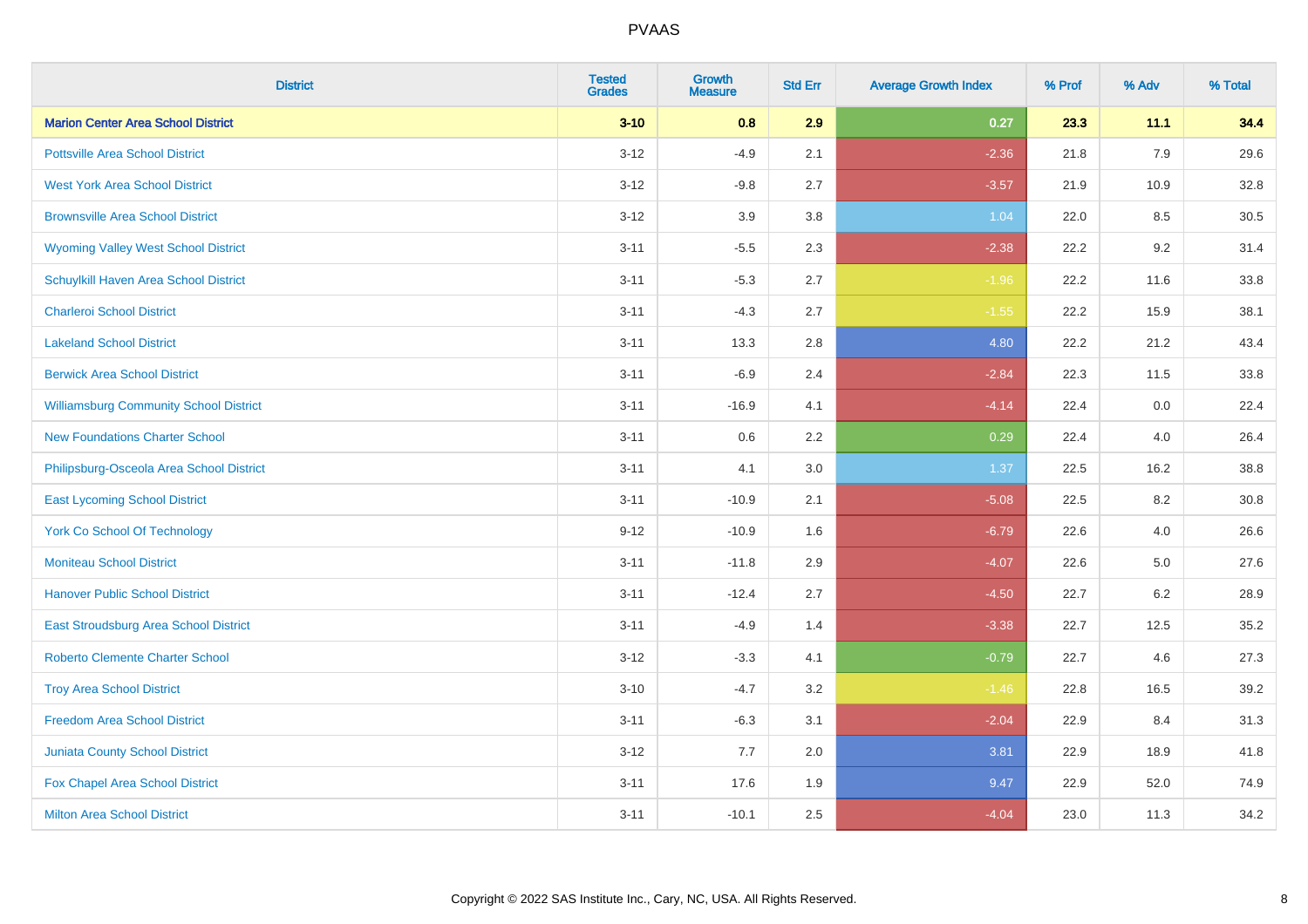| District | Tested Grades | Growth Measure | Std Err | Average Growth Index | % Prof | % Adv | % Total |
|---|---|---|---|---|---|---|---|
| **Marion Center Area School District** | **3-10** | **0.8** | **2.9** | **0.27** | **23.3** | **11.1** | **34.4** |
| Pottsville Area School District | 3-12 | -4.9 | 2.1 | -2.36 | 21.8 | 7.9 | 29.6 |
| West York Area School District | 3-12 | -9.8 | 2.7 | -3.57 | 21.9 | 10.9 | 32.8 |
| Brownsville Area School District | 3-12 | 3.9 | 3.8 | 1.04 | 22.0 | 8.5 | 30.5 |
| Wyoming Valley West School District | 3-11 | -5.5 | 2.3 | -2.38 | 22.2 | 9.2 | 31.4 |
| Schuylkill Haven Area School District | 3-11 | -5.3 | 2.7 | -1.96 | 22.2 | 11.6 | 33.8 |
| Charleroi School District | 3-11 | -4.3 | 2.7 | -1.55 | 22.2 | 15.9 | 38.1 |
| Lakeland School District | 3-11 | 13.3 | 2.8 | 4.80 | 22.2 | 21.2 | 43.4 |
| Berwick Area School District | 3-11 | -6.9 | 2.4 | -2.84 | 22.3 | 11.5 | 33.8 |
| Williamsburg Community School District | 3-11 | -16.9 | 4.1 | -4.14 | 22.4 | 0.0 | 22.4 |
| New Foundations Charter School | 3-11 | 0.6 | 2.2 | 0.29 | 22.4 | 4.0 | 26.4 |
| Philipsburg-Osceola Area School District | 3-11 | 4.1 | 3.0 | 1.37 | 22.5 | 16.2 | 38.8 |
| East Lycoming School District | 3-11 | -10.9 | 2.1 | -5.08 | 22.5 | 8.2 | 30.8 |
| York Co School Of Technology | 9-12 | -10.9 | 1.6 | -6.79 | 22.6 | 4.0 | 26.6 |
| Moniteau School District | 3-11 | -11.8 | 2.9 | -4.07 | 22.6 | 5.0 | 27.6 |
| Hanover Public School District | 3-11 | -12.4 | 2.7 | -4.50 | 22.7 | 6.2 | 28.9 |
| East Stroudsburg Area School District | 3-11 | -4.9 | 1.4 | -3.38 | 22.7 | 12.5 | 35.2 |
| Roberto Clemente Charter School | 3-12 | -3.3 | 4.1 | -0.79 | 22.7 | 4.6 | 27.3 |
| Troy Area School District | 3-10 | -4.7 | 3.2 | -1.46 | 22.8 | 16.5 | 39.2 |
| Freedom Area School District | 3-11 | -6.3 | 3.1 | -2.04 | 22.9 | 8.4 | 31.3 |
| Juniata County School District | 3-12 | 7.7 | 2.0 | 3.81 | 22.9 | 18.9 | 41.8 |
| Fox Chapel Area School District | 3-11 | 17.6 | 1.9 | 9.47 | 22.9 | 52.0 | 74.9 |
| Milton Area School District | 3-11 | -10.1 | 2.5 | -4.04 | 23.0 | 11.3 | 34.2 |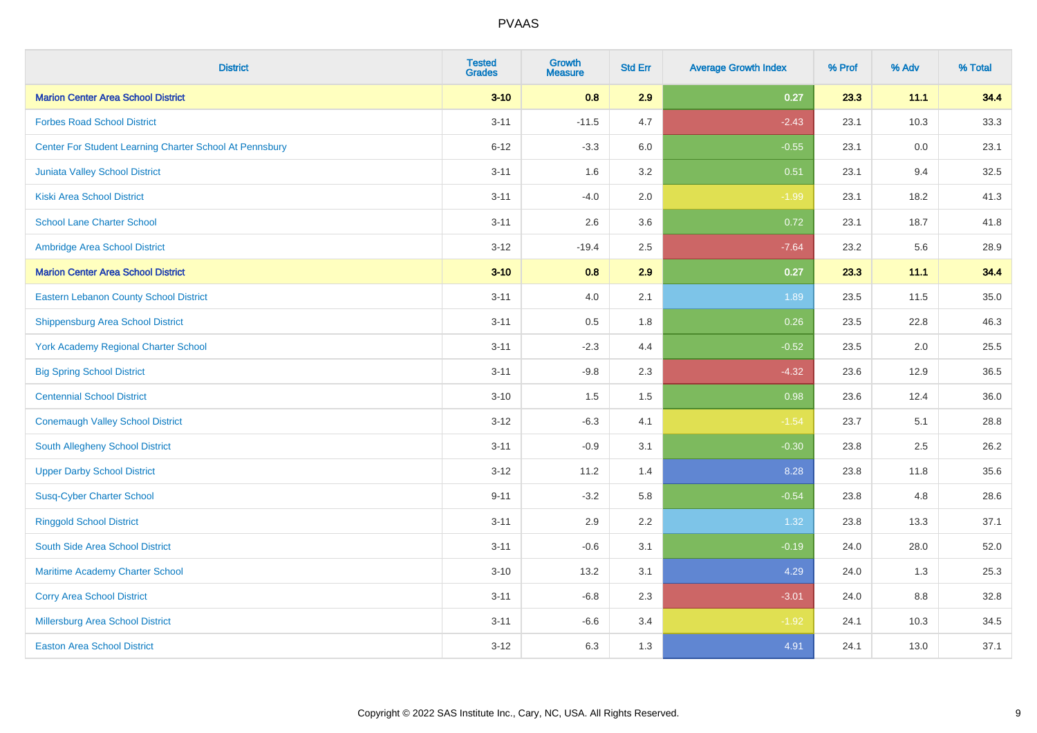# PVAAS

| District | Tested Grades | Growth Measure | Std Err | Average Growth Index | % Prof | % Adv | % Total |
|---|---|---|---|---|---|---|---|
| **Marion Center Area School District** | **3-10** | **0.8** | **2.9** | **0.27** | **23.3** | **11.1** | **34.4** |
| Forbes Road School District | 3-11 | -11.5 | 4.7 | -2.43 | 23.1 | 10.3 | 33.3 |
| Center For Student Learning Charter School At Pennsbury | 6-12 | -3.3 | 6.0 | -0.55 | 23.1 | 0.0 | 23.1 |
| Juniata Valley School District | 3-11 | 1.6 | 3.2 | 0.51 | 23.1 | 9.4 | 32.5 |
| Kiski Area School District | 3-11 | -4.0 | 2.0 | -1.99 | 23.1 | 18.2 | 41.3 |
| School Lane Charter School | 3-11 | 2.6 | 3.6 | 0.72 | 23.1 | 18.7 | 41.8 |
| Ambridge Area School District | 3-12 | -19.4 | 2.5 | -7.64 | 23.2 | 5.6 | 28.9 |
| **Marion Center Area School District** | **3-10** | **0.8** | **2.9** | **0.27** | **23.3** | **11.1** | **34.4** |
| Eastern Lebanon County School District | 3-11 | 4.0 | 2.1 | 1.89 | 23.5 | 11.5 | 35.0 |
| Shippensburg Area School District | 3-11 | 0.5 | 1.8 | 0.26 | 23.5 | 22.8 | 46.3 |
| York Academy Regional Charter School | 3-11 | -2.3 | 4.4 | -0.52 | 23.5 | 2.0 | 25.5 |
| Big Spring School District | 3-11 | -9.8 | 2.3 | -4.32 | 23.6 | 12.9 | 36.5 |
| Centennial School District | 3-10 | 1.5 | 1.5 | 0.98 | 23.6 | 12.4 | 36.0 |
| Conemaugh Valley School District | 3-12 | -6.3 | 4.1 | -1.54 | 23.7 | 5.1 | 28.8 |
| South Allegheny School District | 3-11 | -0.9 | 3.1 | -0.30 | 23.8 | 2.5 | 26.2 |
| Upper Darby School District | 3-12 | 11.2 | 1.4 | 8.28 | 23.8 | 11.8 | 35.6 |
| Susq-Cyber Charter School | 9-11 | -3.2 | 5.8 | -0.54 | 23.8 | 4.8 | 28.6 |
| Ringgold School District | 3-11 | 2.9 | 2.2 | 1.32 | 23.8 | 13.3 | 37.1 |
| South Side Area School District | 3-11 | -0.6 | 3.1 | -0.19 | 24.0 | 28.0 | 52.0 |
| Maritime Academy Charter School | 3-10 | 13.2 | 3.1 | 4.29 | 24.0 | 1.3 | 25.3 |
| Corry Area School District | 3-11 | -6.8 | 2.3 | -3.01 | 24.0 | 8.8 | 32.8 |
| Millersburg Area School District | 3-11 | -6.6 | 3.4 | -1.92 | 24.1 | 10.3 | 34.5 |
| Easton Area School District | 3-12 | 6.3 | 1.3 | 4.91 | 24.1 | 13.0 | 37.1 |

Copyright © 2022 SAS Institute Inc., Cary, NC, USA. All Rights Reserved.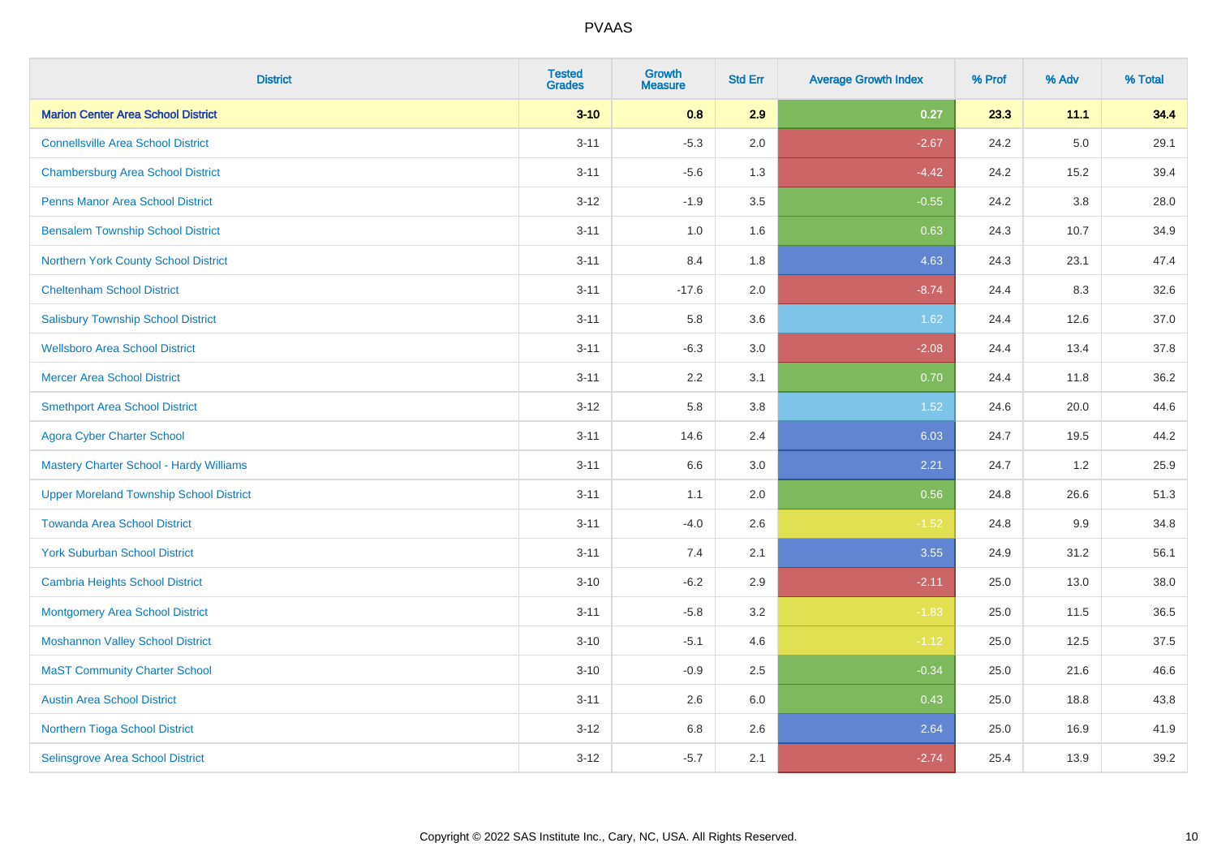PVAAS

| District | Tested Grades | Growth Measure | Std Err | Average Growth Index | % Prof | % Adv | % Total |
|---|---|---|---|---|---|---|---|
| **Marion Center Area School District** | **3-10** | **0.8** | **2.9** | **0.27** | **23.3** | **11.1** | **34.4** |
| Connellsville Area School District | 3-11 | -5.3 | 2.0 | -2.67 | 24.2 | 5.0 | 29.1 |
| Chambersburg Area School District | 3-11 | -5.6 | 1.3 | -4.42 | 24.2 | 15.2 | 39.4 |
| Penns Manor Area School District | 3-12 | -1.9 | 3.5 | -0.55 | 24.2 | 3.8 | 28.0 |
| Bensalem Township School District | 3-11 | 1.0 | 1.6 | 0.63 | 24.3 | 10.7 | 34.9 |
| Northern York County School District | 3-11 | 8.4 | 1.8 | 4.63 | 24.3 | 23.1 | 47.4 |
| Cheltenham School District | 3-11 | -17.6 | 2.0 | -8.74 | 24.4 | 8.3 | 32.6 |
| Salisbury Township School District | 3-11 | 5.8 | 3.6 | 1.62 | 24.4 | 12.6 | 37.0 |
| Wellsboro Area School District | 3-11 | -6.3 | 3.0 | -2.08 | 24.4 | 13.4 | 37.8 |
| Mercer Area School District | 3-11 | 2.2 | 3.1 | 0.70 | 24.4 | 11.8 | 36.2 |
| Smethport Area School District | 3-12 | 5.8 | 3.8 | 1.52 | 24.6 | 20.0 | 44.6 |
| Agora Cyber Charter School | 3-11 | 14.6 | 2.4 | 6.03 | 24.7 | 19.5 | 44.2 |
| Mastery Charter School - Hardy Williams | 3-11 | 6.6 | 3.0 | 2.21 | 24.7 | 1.2 | 25.9 |
| Upper Moreland Township School District | 3-11 | 1.1 | 2.0 | 0.56 | 24.8 | 26.6 | 51.3 |
| Towanda Area School District | 3-11 | -4.0 | 2.6 | -1.52 | 24.8 | 9.9 | 34.8 |
| York Suburban School District | 3-11 | 7.4 | 2.1 | 3.55 | 24.9 | 31.2 | 56.1 |
| Cambria Heights School District | 3-10 | -6.2 | 2.9 | -2.11 | 25.0 | 13.0 | 38.0 |
| Montgomery Area School District | 3-11 | -5.8 | 3.2 | -1.83 | 25.0 | 11.5 | 36.5 |
| Moshannon Valley School District | 3-10 | -5.1 | 4.6 | -1.12 | 25.0 | 12.5 | 37.5 |
| MaST Community Charter School | 3-10 | -0.9 | 2.5 | -0.34 | 25.0 | 21.6 | 46.6 |
| Austin Area School District | 3-11 | 2.6 | 6.0 | 0.43 | 25.0 | 18.8 | 43.8 |
| Northern Tioga School District | 3-12 | 6.8 | 2.6 | 2.64 | 25.0 | 16.9 | 41.9 |
| Selinsgrove Area School District | 3-12 | -5.7 | 2.1 | -2.74 | 25.4 | 13.9 | 39.2 |

Copyright © 2022 SAS Institute Inc., Cary, NC, USA. All Rights Reserved.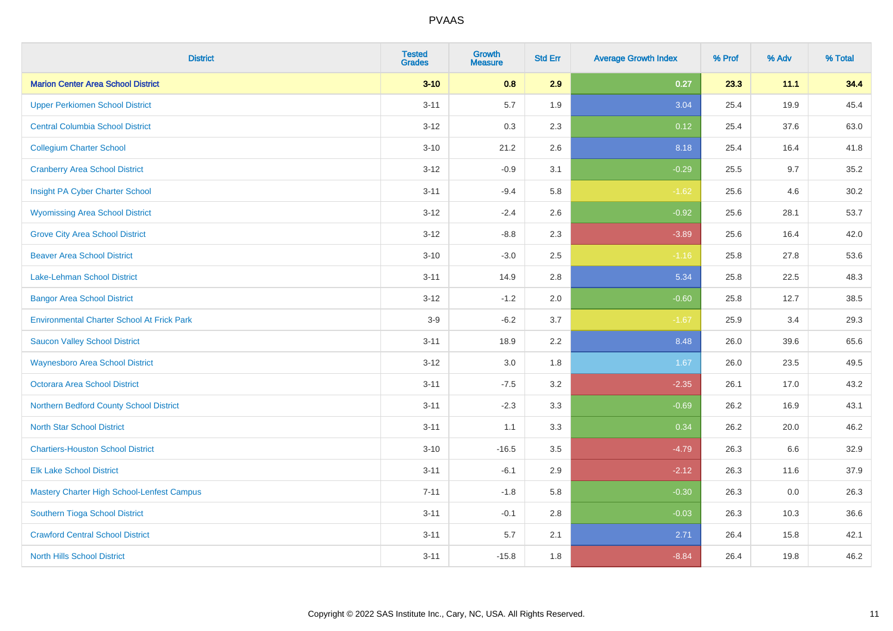# PVAAS

| District | Tested Grades | Growth Measure | Std Err | Average Growth Index | % Prof | % Adv | % Total |
|---|---|---|---|---|---|---|---|
| **Marion Center Area School District** | **3-10** | **0.8** | **2.9** | **0.27** | **23.3** | **11.1** | **34.4** |
| Upper Perkiomen School District | 3-11 | 5.7 | 1.9 | 3.04 | 25.4 | 19.9 | 45.4 |
| Central Columbia School District | 3-12 | 0.3 | 2.3 | 0.12 | 25.4 | 37.6 | 63.0 |
| Collegium Charter School | 3-10 | 21.2 | 2.6 | 8.18 | 25.4 | 16.4 | 41.8 |
| Cranberry Area School District | 3-12 | -0.9 | 3.1 | -0.29 | 25.5 | 9.7 | 35.2 |
| Insight PA Cyber Charter School | 3-11 | -9.4 | 5.8 | -1.62 | 25.6 | 4.6 | 30.2 |
| Wyomissing Area School District | 3-12 | -2.4 | 2.6 | -0.92 | 25.6 | 28.1 | 53.7 |
| Grove City Area School District | 3-12 | -8.8 | 2.3 | -3.89 | 25.6 | 16.4 | 42.0 |
| Beaver Area School District | 3-10 | -3.0 | 2.5 | -1.16 | 25.8 | 27.8 | 53.6 |
| Lake-Lehman School District | 3-11 | 14.9 | 2.8 | 5.34 | 25.8 | 22.5 | 48.3 |
| Bangor Area School District | 3-12 | -1.2 | 2.0 | -0.60 | 25.8 | 12.7 | 38.5 |
| Environmental Charter School At Frick Park | 3-9 | -6.2 | 3.7 | -1.67 | 25.9 | 3.4 | 29.3 |
| Saucon Valley School District | 3-11 | 18.9 | 2.2 | 8.48 | 26.0 | 39.6 | 65.6 |
| Waynesboro Area School District | 3-12 | 3.0 | 1.8 | 1.67 | 26.0 | 23.5 | 49.5 |
| Octorara Area School District | 3-11 | -7.5 | 3.2 | -2.35 | 26.1 | 17.0 | 43.2 |
| Northern Bedford County School District | 3-11 | -2.3 | 3.3 | -0.69 | 26.2 | 16.9 | 43.1 |
| North Star School District | 3-11 | 1.1 | 3.3 | 0.34 | 26.2 | 20.0 | 46.2 |
| Chartiers-Houston School District | 3-10 | -16.5 | 3.5 | -4.79 | 26.3 | 6.6 | 32.9 |
| Elk Lake School District | 3-11 | -6.1 | 2.9 | -2.12 | 26.3 | 11.6 | 37.9 |
| Mastery Charter High School-Lenfest Campus | 7-11 | -1.8 | 5.8 | -0.30 | 26.3 | 0.0 | 26.3 |
| Southern Tioga School District | 3-11 | -0.1 | 2.8 | -0.03 | 26.3 | 10.3 | 36.6 |
| Crawford Central School District | 3-11 | 5.7 | 2.1 | 2.71 | 26.4 | 15.8 | 42.1 |
| North Hills School District | 3-11 | -15.8 | 1.8 | -8.84 | 26.4 | 19.8 | 46.2 |

Copyright © 2022 SAS Institute Inc., Cary, NC, USA. All Rights Reserved.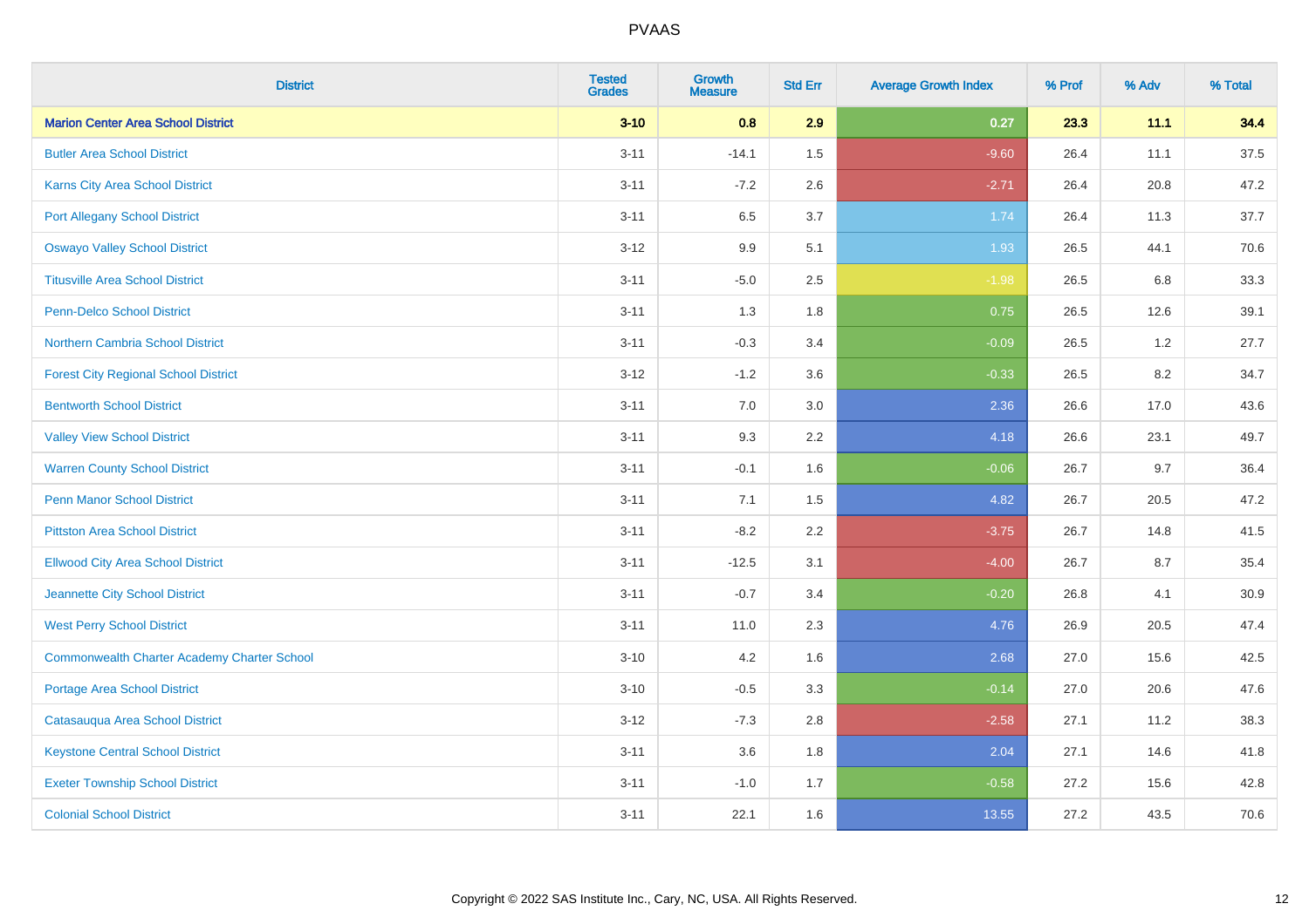| District | Tested Grades | Growth Measure | Std Err | Average Growth Index | % Prof | % Adv | % Total |
|---|---|---|---|---|---|---|---|
| **Marion Center Area School District** | **3-10** | **0.8** | **2.9** | **0.27** | **23.3** | **11.1** | **34.4** |
| Butler Area School District | 3-11 | -14.1 | 1.5 | -9.60 | 26.4 | 11.1 | 37.5 |
| Karns City Area School District | 3-11 | -7.2 | 2.6 | -2.71 | 26.4 | 20.8 | 47.2 |
| Port Allegany School District | 3-11 | 6.5 | 3.7 | 1.74 | 26.4 | 11.3 | 37.7 |
| Oswayo Valley School District | 3-12 | 9.9 | 5.1 | 1.93 | 26.5 | 44.1 | 70.6 |
| Titusville Area School District | 3-11 | -5.0 | 2.5 | -1.98 | 26.5 | 6.8 | 33.3 |
| Penn-Delco School District | 3-11 | 1.3 | 1.8 | 0.75 | 26.5 | 12.6 | 39.1 |
| Northern Cambria School District | 3-11 | -0.3 | 3.4 | -0.09 | 26.5 | 1.2 | 27.7 |
| Forest City Regional School District | 3-12 | -1.2 | 3.6 | -0.33 | 26.5 | 8.2 | 34.7 |
| Bentworth School District | 3-11 | 7.0 | 3.0 | 2.36 | 26.6 | 17.0 | 43.6 |
| Valley View School District | 3-11 | 9.3 | 2.2 | 4.18 | 26.6 | 23.1 | 49.7 |
| Warren County School District | 3-11 | -0.1 | 1.6 | -0.06 | 26.7 | 9.7 | 36.4 |
| Penn Manor School District | 3-11 | 7.1 | 1.5 | 4.82 | 26.7 | 20.5 | 47.2 |
| Pittston Area School District | 3-11 | -8.2 | 2.2 | -3.75 | 26.7 | 14.8 | 41.5 |
| Ellwood City Area School District | 3-11 | -12.5 | 3.1 | -4.00 | 26.7 | 8.7 | 35.4 |
| Jeannette City School District | 3-11 | -0.7 | 3.4 | -0.20 | 26.8 | 4.1 | 30.9 |
| West Perry School District | 3-11 | 11.0 | 2.3 | 4.76 | 26.9 | 20.5 | 47.4 |
| Commonwealth Charter Academy Charter School | 3-10 | 4.2 | 1.6 | 2.68 | 27.0 | 15.6 | 42.5 |
| Portage Area School District | 3-10 | -0.5 | 3.3 | -0.14 | 27.0 | 20.6 | 47.6 |
| Catasauqua Area School District | 3-12 | -7.3 | 2.8 | -2.58 | 27.1 | 11.2 | 38.3 |
| Keystone Central School District | 3-11 | 3.6 | 1.8 | 2.04 | 27.1 | 14.6 | 41.8 |
| Exeter Township School District | 3-11 | -1.0 | 1.7 | -0.58 | 27.2 | 15.6 | 42.8 |
| Colonial School District | 3-11 | 22.1 | 1.6 | 13.55 | 27.2 | 43.5 | 70.6 |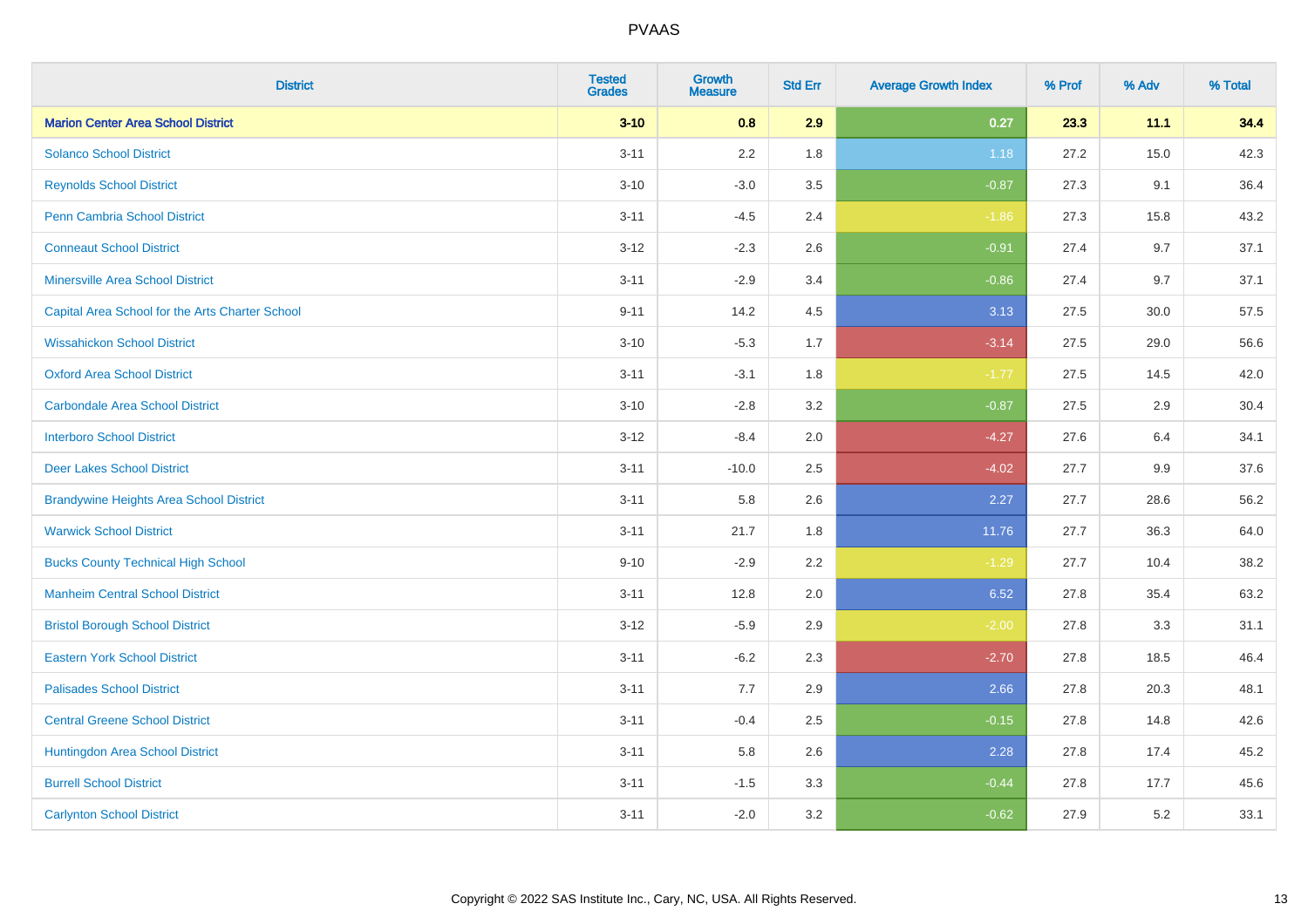# PVAAS

| District | Tested Grades | Growth Measure | Std Err | Average Growth Index | % Prof | % Adv | % Total |
|---|---|---|---|---|---|---|---|
| **Marion Center Area School District** | **3-10** | **0.8** | **2.9** | **0.27** | **23.3** | **11.1** | **34.4** |
| Solanco School District | 3-11 | 2.2 | 1.8 | 1.18 | 27.2 | 15.0 | 42.3 |
| Reynolds School District | 3-10 | -3.0 | 3.5 | -0.87 | 27.3 | 9.1 | 36.4 |
| Penn Cambria School District | 3-11 | -4.5 | 2.4 | -1.86 | 27.3 | 15.8 | 43.2 |
| Conneaut School District | 3-12 | -2.3 | 2.6 | -0.91 | 27.4 | 9.7 | 37.1 |
| Minersville Area School District | 3-11 | -2.9 | 3.4 | -0.86 | 27.4 | 9.7 | 37.1 |
| Capital Area School for the Arts Charter School | 9-11 | 14.2 | 4.5 | 3.13 | 27.5 | 30.0 | 57.5 |
| Wissahickon School District | 3-10 | -5.3 | 1.7 | -3.14 | 27.5 | 29.0 | 56.6 |
| Oxford Area School District | 3-11 | -3.1 | 1.8 | -1.77 | 27.5 | 14.5 | 42.0 |
| Carbondale Area School District | 3-10 | -2.8 | 3.2 | -0.87 | 27.5 | 2.9 | 30.4 |
| Interboro School District | 3-12 | -8.4 | 2.0 | -4.27 | 27.6 | 6.4 | 34.1 |
| Deer Lakes School District | 3-11 | -10.0 | 2.5 | -4.02 | 27.7 | 9.9 | 37.6 |
| Brandywine Heights Area School District | 3-11 | 5.8 | 2.6 | 2.27 | 27.7 | 28.6 | 56.2 |
| Warwick School District | 3-11 | 21.7 | 1.8 | 11.76 | 27.7 | 36.3 | 64.0 |
| Bucks County Technical High School | 9-10 | -2.9 | 2.2 | -1.29 | 27.7 | 10.4 | 38.2 |
| Manheim Central School District | 3-11 | 12.8 | 2.0 | 6.52 | 27.8 | 35.4 | 63.2 |
| Bristol Borough School District | 3-12 | -5.9 | 2.9 | -2.00 | 27.8 | 3.3 | 31.1 |
| Eastern York School District | 3-11 | -6.2 | 2.3 | -2.70 | 27.8 | 18.5 | 46.4 |
| Palisades School District | 3-11 | 7.7 | 2.9 | 2.66 | 27.8 | 20.3 | 48.1 |
| Central Greene School District | 3-11 | -0.4 | 2.5 | -0.15 | 27.8 | 14.8 | 42.6 |
| Huntingdon Area School District | 3-11 | 5.8 | 2.6 | 2.28 | 27.8 | 17.4 | 45.2 |
| Burrell School District | 3-11 | -1.5 | 3.3 | -0.44 | 27.8 | 17.7 | 45.6 |
| Carlynton School District | 3-11 | -2.0 | 3.2 | -0.62 | 27.9 | 5.2 | 33.1 |

Copyright © 2022 SAS Institute Inc., Cary, NC, USA. All Rights Reserved.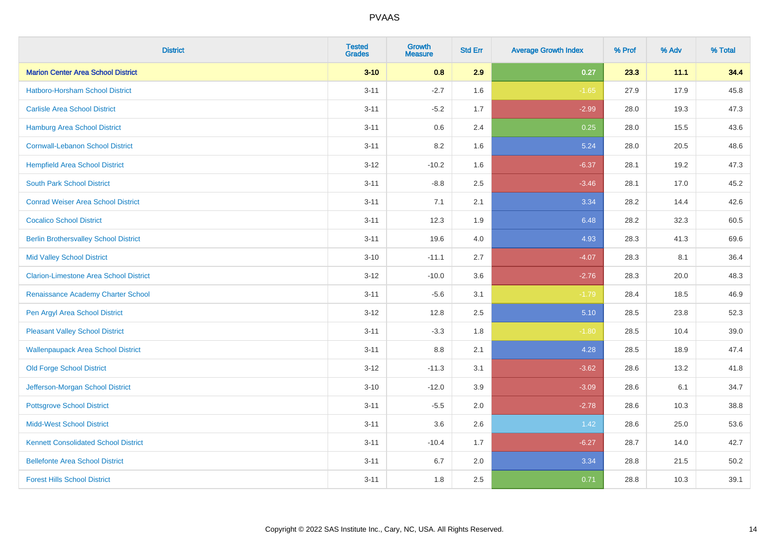PVAAS

| District | Tested Grades | Growth Measure | Std Err | Average Growth Index | % Prof | % Adv | % Total |
|---|---|---|---|---|---|---|---|
| **Marion Center Area School District** | **3-10** | **0.8** | **2.9** | **0.27** | **23.3** | **11.1** | **34.4** |
| Hatboro-Horsham School District | 3-11 | -2.7 | 1.6 | -1.65 | 27.9 | 17.9 | 45.8 |
| Carlisle Area School District | 3-11 | -5.2 | 1.7 | -2.99 | 28.0 | 19.3 | 47.3 |
| Hamburg Area School District | 3-11 | 0.6 | 2.4 | 0.25 | 28.0 | 15.5 | 43.6 |
| Cornwall-Lebanon School District | 3-11 | 8.2 | 1.6 | 5.24 | 28.0 | 20.5 | 48.6 |
| Hempfield Area School District | 3-12 | -10.2 | 1.6 | -6.37 | 28.1 | 19.2 | 47.3 |
| South Park School District | 3-11 | -8.8 | 2.5 | -3.46 | 28.1 | 17.0 | 45.2 |
| Conrad Weiser Area School District | 3-11 | 7.1 | 2.1 | 3.34 | 28.2 | 14.4 | 42.6 |
| Cocalico School District | 3-11 | 12.3 | 1.9 | 6.48 | 28.2 | 32.3 | 60.5 |
| Berlin Brothersvalley School District | 3-11 | 19.6 | 4.0 | 4.93 | 28.3 | 41.3 | 69.6 |
| Mid Valley School District | 3-10 | -11.1 | 2.7 | -4.07 | 28.3 | 8.1 | 36.4 |
| Clarion-Limestone Area School District | 3-12 | -10.0 | 3.6 | -2.76 | 28.3 | 20.0 | 48.3 |
| Renaissance Academy Charter School | 3-11 | -5.6 | 3.1 | -1.79 | 28.4 | 18.5 | 46.9 |
| Pen Argyl Area School District | 3-12 | 12.8 | 2.5 | 5.10 | 28.5 | 23.8 | 52.3 |
| Pleasant Valley School District | 3-11 | -3.3 | 1.8 | -1.80 | 28.5 | 10.4 | 39.0 |
| Wallenpaupack Area School District | 3-11 | 8.8 | 2.1 | 4.28 | 28.5 | 18.9 | 47.4 |
| Old Forge School District | 3-12 | -11.3 | 3.1 | -3.62 | 28.6 | 13.2 | 41.8 |
| Jefferson-Morgan School District | 3-10 | -12.0 | 3.9 | -3.09 | 28.6 | 6.1 | 34.7 |
| Pottsgrove School District | 3-11 | -5.5 | 2.0 | -2.78 | 28.6 | 10.3 | 38.8 |
| Midd-West School District | 3-11 | 3.6 | 2.6 | 1.42 | 28.6 | 25.0 | 53.6 |
| Kennett Consolidated School District | 3-11 | -10.4 | 1.7 | -6.27 | 28.7 | 14.0 | 42.7 |
| Bellefonte Area School District | 3-11 | 6.7 | 2.0 | 3.34 | 28.8 | 21.5 | 50.2 |
| Forest Hills School District | 3-11 | 1.8 | 2.5 | 0.71 | 28.8 | 10.3 | 39.1 |

Copyright © 2022 SAS Institute Inc., Cary, NC, USA. All Rights Reserved.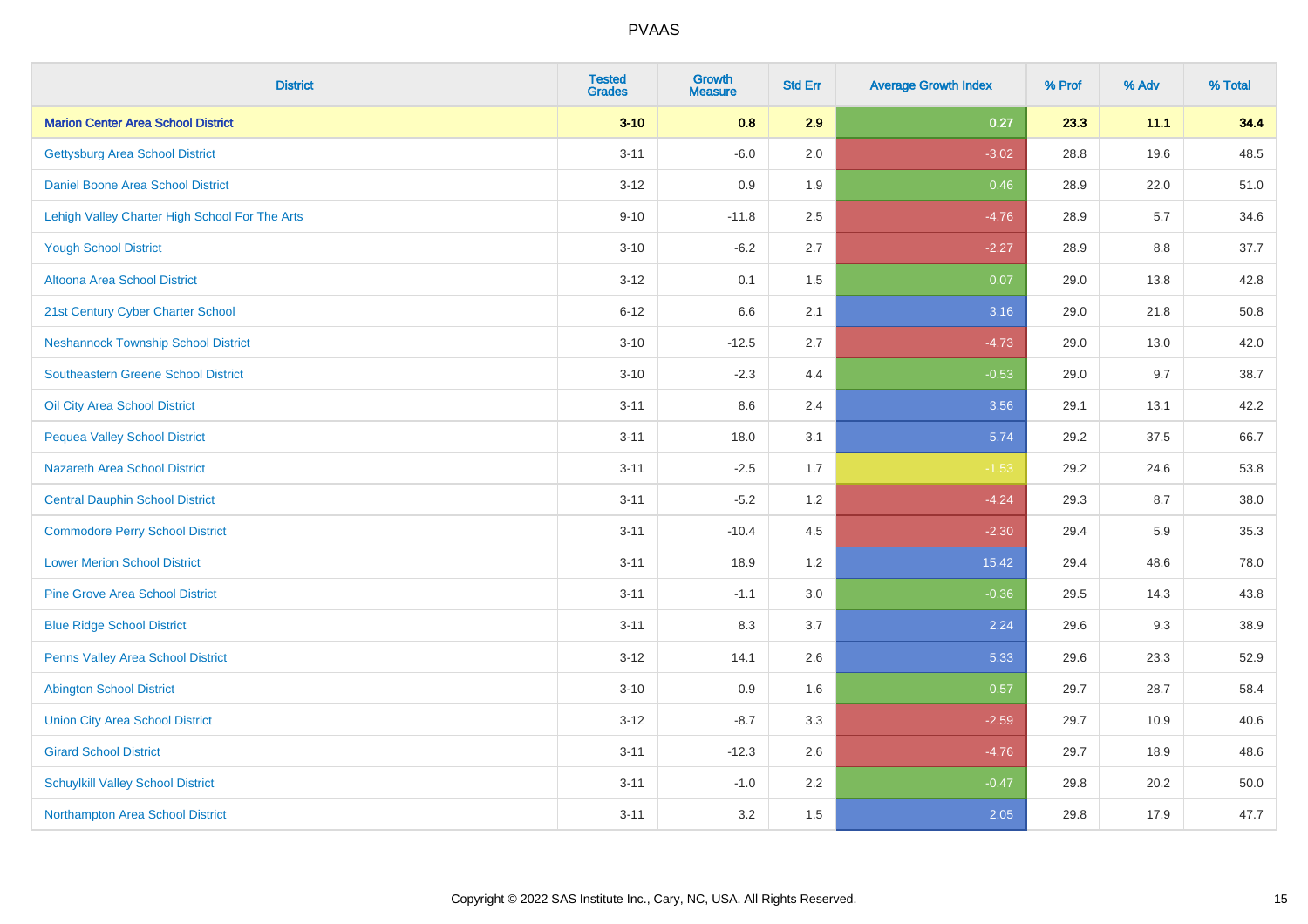# PVAAS

| District | Tested Grades | Growth Measure | Std Err | Average Growth Index | % Prof | % Adv | % Total |
|---|---|---|---|---|---|---|---|
| **Marion Center Area School District** | **3-10** | **0.8** | **2.9** | **0.27** | **23.3** | **11.1** | **34.4** |
| Gettysburg Area School District | 3-11 | -6.0 | 2.0 | -3.02 | 28.8 | 19.6 | 48.5 |
| Daniel Boone Area School District | 3-12 | 0.9 | 1.9 | 0.46 | 28.9 | 22.0 | 51.0 |
| Lehigh Valley Charter High School For The Arts | 9-10 | -11.8 | 2.5 | -4.76 | 28.9 | 5.7 | 34.6 |
| Yough School District | 3-10 | -6.2 | 2.7 | -2.27 | 28.9 | 8.8 | 37.7 |
| Altoona Area School District | 3-12 | 0.1 | 1.5 | 0.07 | 29.0 | 13.8 | 42.8 |
| 21st Century Cyber Charter School | 6-12 | 6.6 | 2.1 | 3.16 | 29.0 | 21.8 | 50.8 |
| Neshannock Township School District | 3-10 | -12.5 | 2.7 | -4.73 | 29.0 | 13.0 | 42.0 |
| Southeastern Greene School District | 3-10 | -2.3 | 4.4 | -0.53 | 29.0 | 9.7 | 38.7 |
| Oil City Area School District | 3-11 | 8.6 | 2.4 | 3.56 | 29.1 | 13.1 | 42.2 |
| Pequea Valley School District | 3-11 | 18.0 | 3.1 | 5.74 | 29.2 | 37.5 | 66.7 |
| Nazareth Area School District | 3-11 | -2.5 | 1.7 | -1.53 | 29.2 | 24.6 | 53.8 |
| Central Dauphin School District | 3-11 | -5.2 | 1.2 | -4.24 | 29.3 | 8.7 | 38.0 |
| Commodore Perry School District | 3-11 | -10.4 | 4.5 | -2.30 | 29.4 | 5.9 | 35.3 |
| Lower Merion School District | 3-11 | 18.9 | 1.2 | 15.42 | 29.4 | 48.6 | 78.0 |
| Pine Grove Area School District | 3-11 | -1.1 | 3.0 | -0.36 | 29.5 | 14.3 | 43.8 |
| Blue Ridge School District | 3-11 | 8.3 | 3.7 | 2.24 | 29.6 | 9.3 | 38.9 |
| Penns Valley Area School District | 3-12 | 14.1 | 2.6 | 5.33 | 29.6 | 23.3 | 52.9 |
| Abington School District | 3-10 | 0.9 | 1.6 | 0.57 | 29.7 | 28.7 | 58.4 |
| Union City Area School District | 3-12 | -8.7 | 3.3 | -2.59 | 29.7 | 10.9 | 40.6 |
| Girard School District | 3-11 | -12.3 | 2.6 | -4.76 | 29.7 | 18.9 | 48.6 |
| Schuylkill Valley School District | 3-11 | -1.0 | 2.2 | -0.47 | 29.8 | 20.2 | 50.0 |
| Northampton Area School District | 3-11 | 3.2 | 1.5 | 2.05 | 29.8 | 17.9 | 47.7 |

Copyright © 2022 SAS Institute Inc., Cary, NC, USA. All Rights Reserved.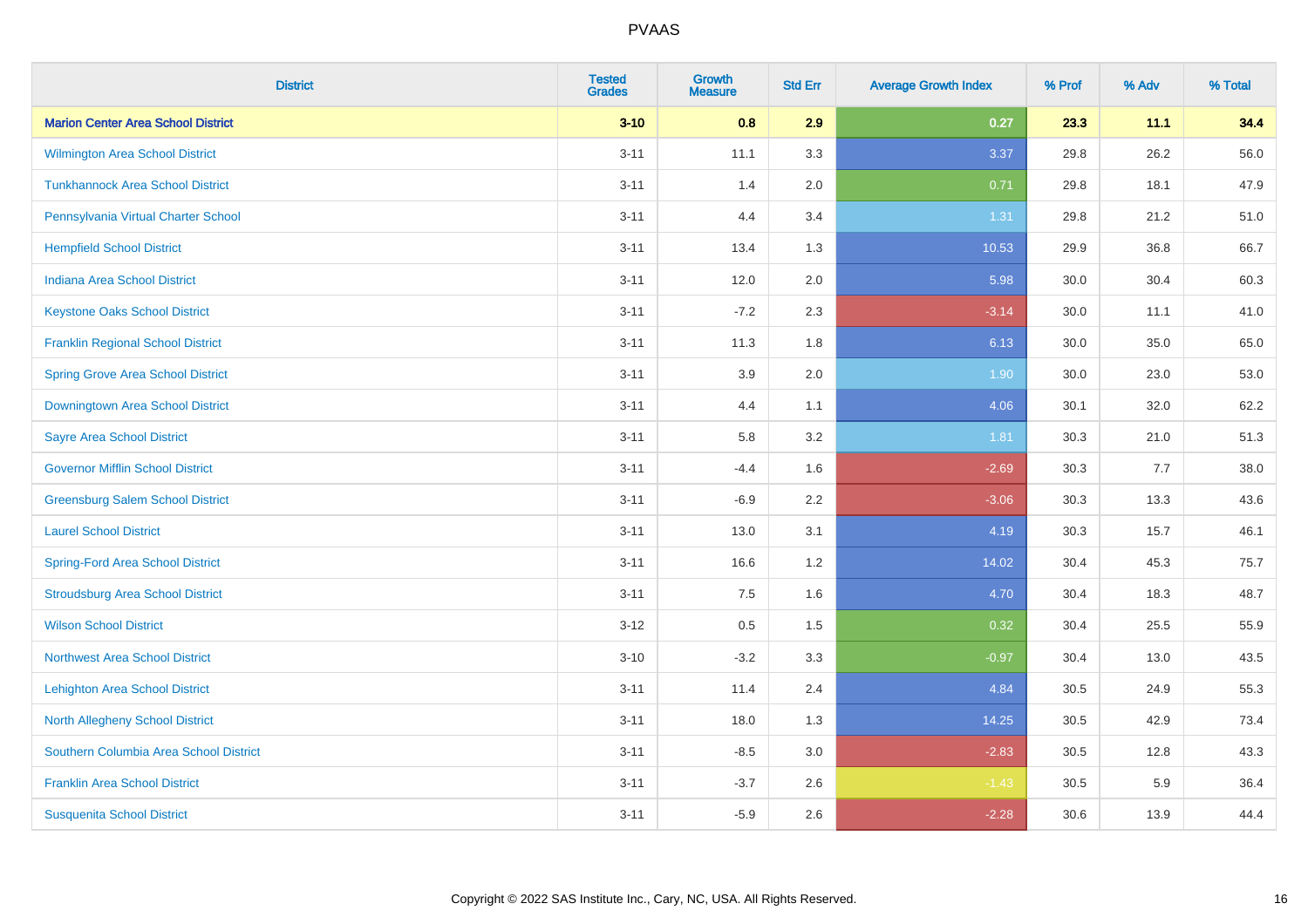| District | Tested Grades | Growth Measure | Std Err | Average Growth Index | % Prof | % Adv | % Total |
|---|---|---|---|---|---|---|---|
| **Marion Center Area School District** | **3-10** | **0.8** | **2.9** | **0.27** | **23.3** | **11.1** | **34.4** |
| Wilmington Area School District | 3-11 | 11.1 | 3.3 | 3.37 | 29.8 | 26.2 | 56.0 |
| Tunkhannock Area School District | 3-11 | 1.4 | 2.0 | 0.71 | 29.8 | 18.1 | 47.9 |
| Pennsylvania Virtual Charter School | 3-11 | 4.4 | 3.4 | 1.31 | 29.8 | 21.2 | 51.0 |
| Hempfield School District | 3-11 | 13.4 | 1.3 | 10.53 | 29.9 | 36.8 | 66.7 |
| Indiana Area School District | 3-11 | 12.0 | 2.0 | 5.98 | 30.0 | 30.4 | 60.3 |
| Keystone Oaks School District | 3-11 | -7.2 | 2.3 | -3.14 | 30.0 | 11.1 | 41.0 |
| Franklin Regional School District | 3-11 | 11.3 | 1.8 | 6.13 | 30.0 | 35.0 | 65.0 |
| Spring Grove Area School District | 3-11 | 3.9 | 2.0 | 1.90 | 30.0 | 23.0 | 53.0 |
| Downingtown Area School District | 3-11 | 4.4 | 1.1 | 4.06 | 30.1 | 32.0 | 62.2 |
| Sayre Area School District | 3-11 | 5.8 | 3.2 | 1.81 | 30.3 | 21.0 | 51.3 |
| Governor Mifflin School District | 3-11 | -4.4 | 1.6 | -2.69 | 30.3 | 7.7 | 38.0 |
| Greensburg Salem School District | 3-11 | -6.9 | 2.2 | -3.06 | 30.3 | 13.3 | 43.6 |
| Laurel School District | 3-11 | 13.0 | 3.1 | 4.19 | 30.3 | 15.7 | 46.1 |
| Spring-Ford Area School District | 3-11 | 16.6 | 1.2 | 14.02 | 30.4 | 45.3 | 75.7 |
| Stroudsburg Area School District | 3-11 | 7.5 | 1.6 | 4.70 | 30.4 | 18.3 | 48.7 |
| Wilson School District | 3-12 | 0.5 | 1.5 | 0.32 | 30.4 | 25.5 | 55.9 |
| Northwest Area School District | 3-10 | -3.2 | 3.3 | -0.97 | 30.4 | 13.0 | 43.5 |
| Lehighton Area School District | 3-11 | 11.4 | 2.4 | 4.84 | 30.5 | 24.9 | 55.3 |
| North Allegheny School District | 3-11 | 18.0 | 1.3 | 14.25 | 30.5 | 42.9 | 73.4 |
| Southern Columbia Area School District | 3-11 | -8.5 | 3.0 | -2.83 | 30.5 | 12.8 | 43.3 |
| Franklin Area School District | 3-11 | -3.7 | 2.6 | -1.43 | 30.5 | 5.9 | 36.4 |
| Susquenita School District | 3-11 | -5.9 | 2.6 | -2.28 | 30.6 | 13.9 | 44.4 |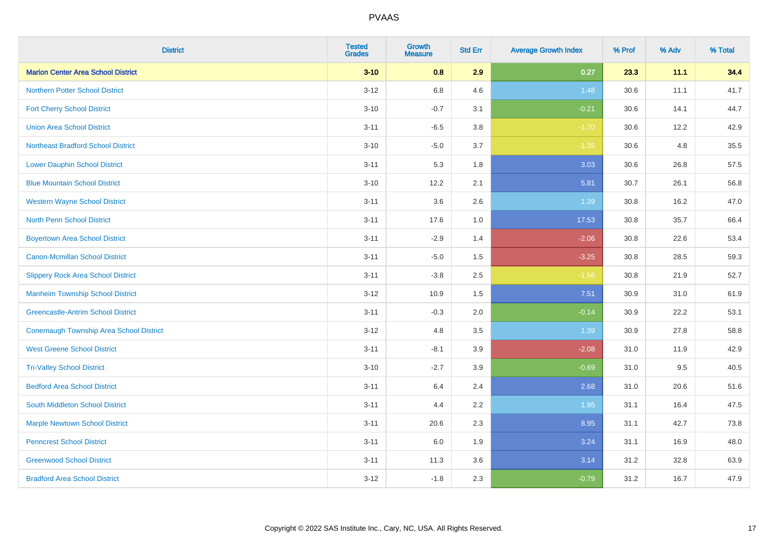| District | Tested Grades | Growth Measure | Std Err | Average Growth Index | % Prof | % Adv | % Total |
|---|---|---|---|---|---|---|---|
| **Marion Center Area School District** | **3-10** | **0.8** | **2.9** | **0.27** | **23.3** | **11.1** | **34.4** |
| Northern Potter School District | 3-12 | 6.8 | 4.6 | 1.48 | 30.6 | 11.1 | 41.7 |
| Fort Cherry School District | 3-10 | -0.7 | 3.1 | -0.21 | 30.6 | 14.1 | 44.7 |
| Union Area School District | 3-11 | -6.5 | 3.8 | -1.70 | 30.6 | 12.2 | 42.9 |
| Northeast Bradford School District | 3-10 | -5.0 | 3.7 | -1.35 | 30.6 | 4.8 | 35.5 |
| Lower Dauphin School District | 3-11 | 5.3 | 1.8 | 3.03 | 30.6 | 26.8 | 57.5 |
| Blue Mountain School District | 3-10 | 12.2 | 2.1 | 5.81 | 30.7 | 26.1 | 56.8 |
| Western Wayne School District | 3-11 | 3.6 | 2.6 | 1.39 | 30.8 | 16.2 | 47.0 |
| North Penn School District | 3-11 | 17.6 | 1.0 | 17.53 | 30.8 | 35.7 | 66.4 |
| Boyertown Area School District | 3-11 | -2.9 | 1.4 | -2.06 | 30.8 | 22.6 | 53.4 |
| Canon-Mcmillan School District | 3-11 | -5.0 | 1.5 | -3.25 | 30.8 | 28.5 | 59.3 |
| Slippery Rock Area School District | 3-11 | -3.8 | 2.5 | -1.56 | 30.8 | 21.9 | 52.7 |
| Manheim Township School District | 3-12 | 10.9 | 1.5 | 7.51 | 30.9 | 31.0 | 61.9 |
| Greencastle-Antrim School District | 3-11 | -0.3 | 2.0 | -0.14 | 30.9 | 22.2 | 53.1 |
| Conemaugh Township Area School District | 3-12 | 4.8 | 3.5 | 1.39 | 30.9 | 27.8 | 58.8 |
| West Greene School District | 3-11 | -8.1 | 3.9 | -2.08 | 31.0 | 11.9 | 42.9 |
| Tri-Valley School District | 3-10 | -2.7 | 3.9 | -0.69 | 31.0 | 9.5 | 40.5 |
| Bedford Area School District | 3-11 | 6.4 | 2.4 | 2.68 | 31.0 | 20.6 | 51.6 |
| South Middleton School District | 3-11 | 4.4 | 2.2 | 1.95 | 31.1 | 16.4 | 47.5 |
| Marple Newtown School District | 3-11 | 20.6 | 2.3 | 8.95 | 31.1 | 42.7 | 73.8 |
| Penncrest School District | 3-11 | 6.0 | 1.9 | 3.24 | 31.1 | 16.9 | 48.0 |
| Greenwood School District | 3-11 | 11.3 | 3.6 | 3.14 | 31.2 | 32.8 | 63.9 |
| Bradford Area School District | 3-12 | -1.8 | 2.3 | -0.79 | 31.2 | 16.7 | 47.9 |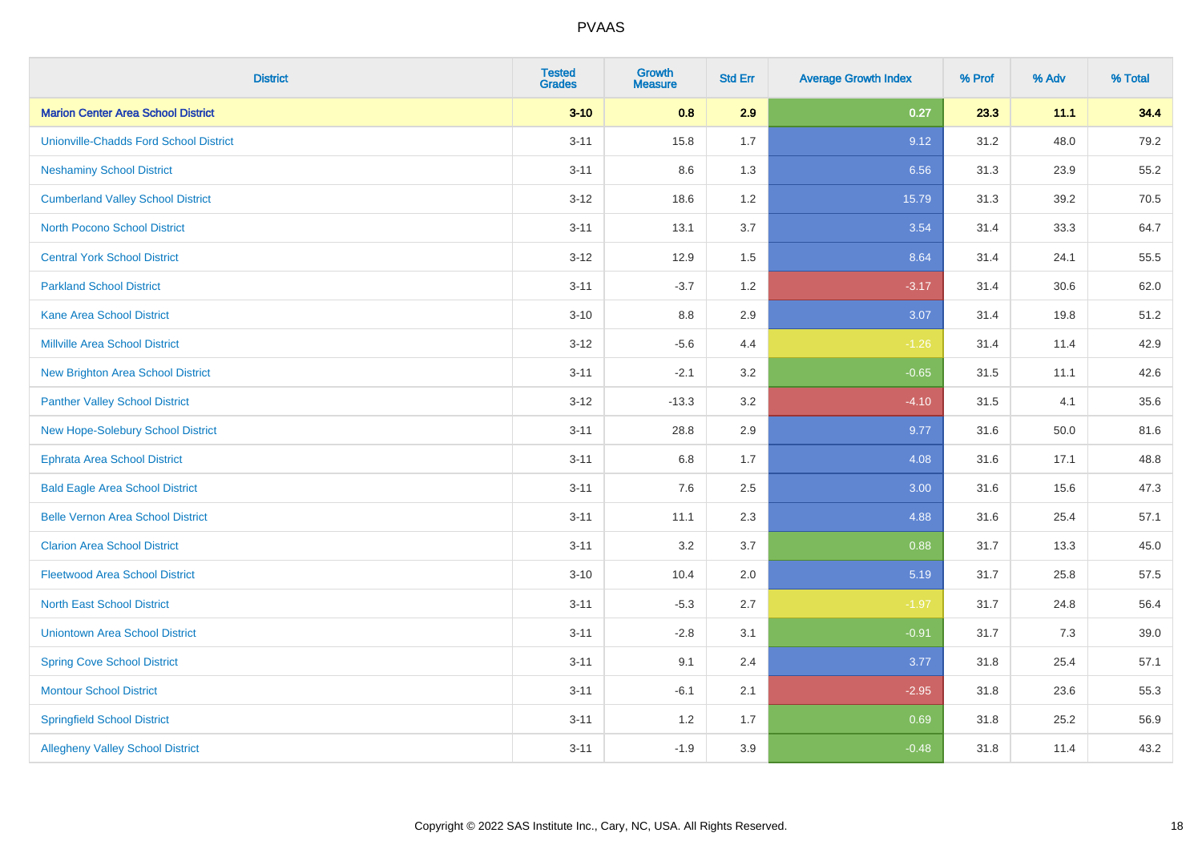PVAAS

| District | Tested Grades | Growth Measure | Std Err | Average Growth Index | % Prof | % Adv | % Total |
|---|---|---|---|---|---|---|---|
| **Marion Center Area School District** | **3-10** | **0.8** | **2.9** | **0.27** | **23.3** | **11.1** | **34.4** |
| Unionville-Chadds Ford School District | 3-11 | 15.8 | 1.7 | 9.12 | 31.2 | 48.0 | 79.2 |
| Neshaminy School District | 3-11 | 8.6 | 1.3 | 6.56 | 31.3 | 23.9 | 55.2 |
| Cumberland Valley School District | 3-12 | 18.6 | 1.2 | 15.79 | 31.3 | 39.2 | 70.5 |
| North Pocono School District | 3-11 | 13.1 | 3.7 | 3.54 | 31.4 | 33.3 | 64.7 |
| Central York School District | 3-12 | 12.9 | 1.5 | 8.64 | 31.4 | 24.1 | 55.5 |
| Parkland School District | 3-11 | -3.7 | 1.2 | -3.17 | 31.4 | 30.6 | 62.0 |
| Kane Area School District | 3-10 | 8.8 | 2.9 | 3.07 | 31.4 | 19.8 | 51.2 |
| Millville Area School District | 3-12 | -5.6 | 4.4 | -1.26 | 31.4 | 11.4 | 42.9 |
| New Brighton Area School District | 3-11 | -2.1 | 3.2 | -0.65 | 31.5 | 11.1 | 42.6 |
| Panther Valley School District | 3-12 | -13.3 | 3.2 | -4.10 | 31.5 | 4.1 | 35.6 |
| New Hope-Solebury School District | 3-11 | 28.8 | 2.9 | 9.77 | 31.6 | 50.0 | 81.6 |
| Ephrata Area School District | 3-11 | 6.8 | 1.7 | 4.08 | 31.6 | 17.1 | 48.8 |
| Bald Eagle Area School District | 3-11 | 7.6 | 2.5 | 3.00 | 31.6 | 15.6 | 47.3 |
| Belle Vernon Area School District | 3-11 | 11.1 | 2.3 | 4.88 | 31.6 | 25.4 | 57.1 |
| Clarion Area School District | 3-11 | 3.2 | 3.7 | 0.88 | 31.7 | 13.3 | 45.0 |
| Fleetwood Area School District | 3-10 | 10.4 | 2.0 | 5.19 | 31.7 | 25.8 | 57.5 |
| North East School District | 3-11 | -5.3 | 2.7 | -1.97 | 31.7 | 24.8 | 56.4 |
| Uniontown Area School District | 3-11 | -2.8 | 3.1 | -0.91 | 31.7 | 7.3 | 39.0 |
| Spring Cove School District | 3-11 | 9.1 | 2.4 | 3.77 | 31.8 | 25.4 | 57.1 |
| Montour School District | 3-11 | -6.1 | 2.1 | -2.95 | 31.8 | 23.6 | 55.3 |
| Springfield School District | 3-11 | 1.2 | 1.7 | 0.69 | 31.8 | 25.2 | 56.9 |
| Allegheny Valley School District | 3-11 | -1.9 | 3.9 | -0.48 | 31.8 | 11.4 | 43.2 |

Copyright © 2022 SAS Institute Inc., Cary, NC, USA. All Rights Reserved.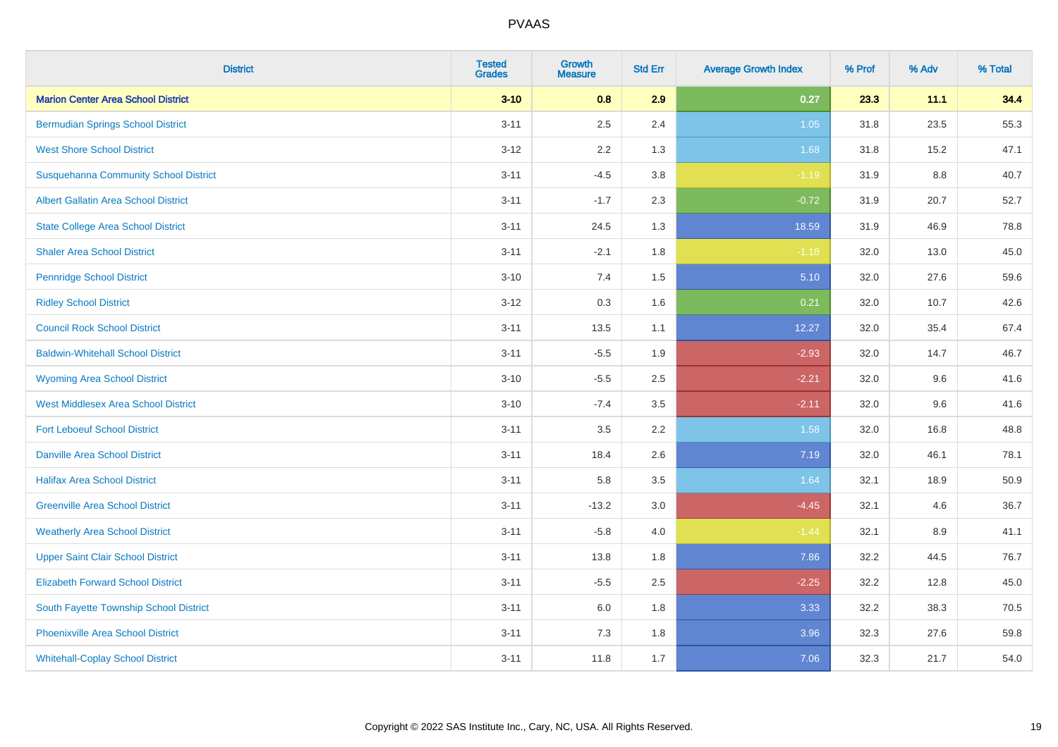| District | Tested Grades | Growth Measure | Std Err | Average Growth Index | % Prof | % Adv | % Total |
|---|---|---|---|---|---|---|---|
| **Marion Center Area School District** | **3-10** | **0.8** | **2.9** | **0.27** | **23.3** | **11.1** | **34.4** |
| Bermudian Springs School District | 3-11 | 2.5 | 2.4 | 1.05 | 31.8 | 23.5 | 55.3 |
| West Shore School District | 3-12 | 2.2 | 1.3 | 1.68 | 31.8 | 15.2 | 47.1 |
| Susquehanna Community School District | 3-11 | -4.5 | 3.8 | -1.19 | 31.9 | 8.8 | 40.7 |
| Albert Gallatin Area School District | 3-11 | -1.7 | 2.3 | -0.72 | 31.9 | 20.7 | 52.7 |
| State College Area School District | 3-11 | 24.5 | 1.3 | 18.59 | 31.9 | 46.9 | 78.8 |
| Shaler Area School District | 3-11 | -2.1 | 1.8 | -1.18 | 32.0 | 13.0 | 45.0 |
| Pennridge School District | 3-10 | 7.4 | 1.5 | 5.10 | 32.0 | 27.6 | 59.6 |
| Ridley School District | 3-12 | 0.3 | 1.6 | 0.21 | 32.0 | 10.7 | 42.6 |
| Council Rock School District | 3-11 | 13.5 | 1.1 | 12.27 | 32.0 | 35.4 | 67.4 |
| Baldwin-Whitehall School District | 3-11 | -5.5 | 1.9 | -2.93 | 32.0 | 14.7 | 46.7 |
| Wyoming Area School District | 3-10 | -5.5 | 2.5 | -2.21 | 32.0 | 9.6 | 41.6 |
| West Middlesex Area School District | 3-10 | -7.4 | 3.5 | -2.11 | 32.0 | 9.6 | 41.6 |
| Fort Leboeuf School District | 3-11 | 3.5 | 2.2 | 1.58 | 32.0 | 16.8 | 48.8 |
| Danville Area School District | 3-11 | 18.4 | 2.6 | 7.19 | 32.0 | 46.1 | 78.1 |
| Halifax Area School District | 3-11 | 5.8 | 3.5 | 1.64 | 32.1 | 18.9 | 50.9 |
| Greenville Area School District | 3-11 | -13.2 | 3.0 | -4.45 | 32.1 | 4.6 | 36.7 |
| Weatherly Area School District | 3-11 | -5.8 | 4.0 | -1.44 | 32.1 | 8.9 | 41.1 |
| Upper Saint Clair School District | 3-11 | 13.8 | 1.8 | 7.86 | 32.2 | 44.5 | 76.7 |
| Elizabeth Forward School District | 3-11 | -5.5 | 2.5 | -2.25 | 32.2 | 12.8 | 45.0 |
| South Fayette Township School District | 3-11 | 6.0 | 1.8 | 3.33 | 32.2 | 38.3 | 70.5 |
| Phoenixville Area School District | 3-11 | 7.3 | 1.8 | 3.96 | 32.3 | 27.6 | 59.8 |
| Whitehall-Coplay School District | 3-11 | 11.8 | 1.7 | 7.06 | 32.3 | 21.7 | 54.0 |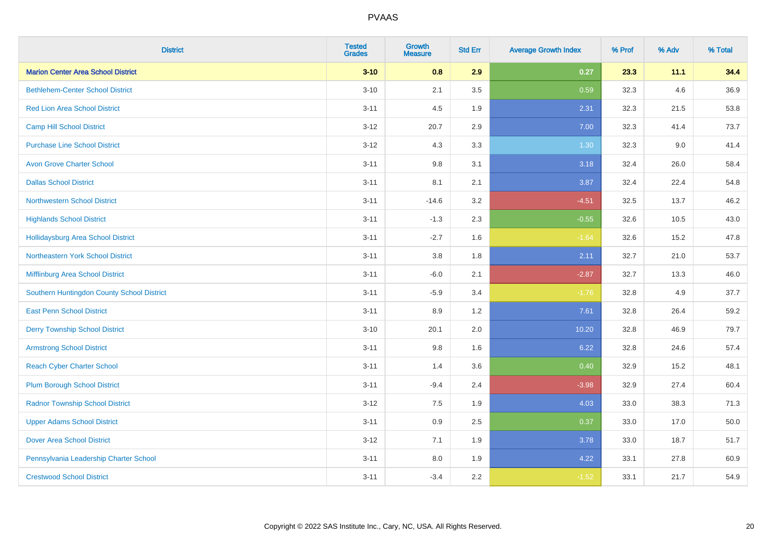| District | Tested Grades | Growth Measure | Std Err | Average Growth Index | % Prof | % Adv | % Total |
|---|---|---|---|---|---|---|---|
| **Marion Center Area School District** | **3-10** | **0.8** | **2.9** | **0.27** | **23.3** | **11.1** | **34.4** |
| Bethlehem-Center School District | 3-10 | 2.1 | 3.5 | 0.59 | 32.3 | 4.6 | 36.9 |
| Red Lion Area School District | 3-11 | 4.5 | 1.9 | 2.31 | 32.3 | 21.5 | 53.8 |
| Camp Hill School District | 3-12 | 20.7 | 2.9 | 7.00 | 32.3 | 41.4 | 73.7 |
| Purchase Line School District | 3-12 | 4.3 | 3.3 | 1.30 | 32.3 | 9.0 | 41.4 |
| Avon Grove Charter School | 3-11 | 9.8 | 3.1 | 3.18 | 32.4 | 26.0 | 58.4 |
| Dallas School District | 3-11 | 8.1 | 2.1 | 3.87 | 32.4 | 22.4 | 54.8 |
| Northwestern School District | 3-11 | -14.6 | 3.2 | -4.51 | 32.5 | 13.7 | 46.2 |
| Highlands School District | 3-11 | -1.3 | 2.3 | -0.55 | 32.6 | 10.5 | 43.0 |
| Hollidaysburg Area School District | 3-11 | -2.7 | 1.6 | -1.64 | 32.6 | 15.2 | 47.8 |
| Northeastern York School District | 3-11 | 3.8 | 1.8 | 2.11 | 32.7 | 21.0 | 53.7 |
| Mifflinburg Area School District | 3-11 | -6.0 | 2.1 | -2.87 | 32.7 | 13.3 | 46.0 |
| Southern Huntingdon County School District | 3-11 | -5.9 | 3.4 | -1.76 | 32.8 | 4.9 | 37.7 |
| East Penn School District | 3-11 | 8.9 | 1.2 | 7.61 | 32.8 | 26.4 | 59.2 |
| Derry Township School District | 3-10 | 20.1 | 2.0 | 10.20 | 32.8 | 46.9 | 79.7 |
| Armstrong School District | 3-11 | 9.8 | 1.6 | 6.22 | 32.8 | 24.6 | 57.4 |
| Reach Cyber Charter School | 3-11 | 1.4 | 3.6 | 0.40 | 32.9 | 15.2 | 48.1 |
| Plum Borough School District | 3-11 | -9.4 | 2.4 | -3.98 | 32.9 | 27.4 | 60.4 |
| Radnor Township School District | 3-12 | 7.5 | 1.9 | 4.03 | 33.0 | 38.3 | 71.3 |
| Upper Adams School District | 3-11 | 0.9 | 2.5 | 0.37 | 33.0 | 17.0 | 50.0 |
| Dover Area School District | 3-12 | 7.1 | 1.9 | 3.78 | 33.0 | 18.7 | 51.7 |
| Pennsylvania Leadership Charter School | 3-11 | 8.0 | 1.9 | 4.22 | 33.1 | 27.8 | 60.9 |
| Crestwood School District | 3-11 | -3.4 | 2.2 | -1.52 | 33.1 | 21.7 | 54.9 |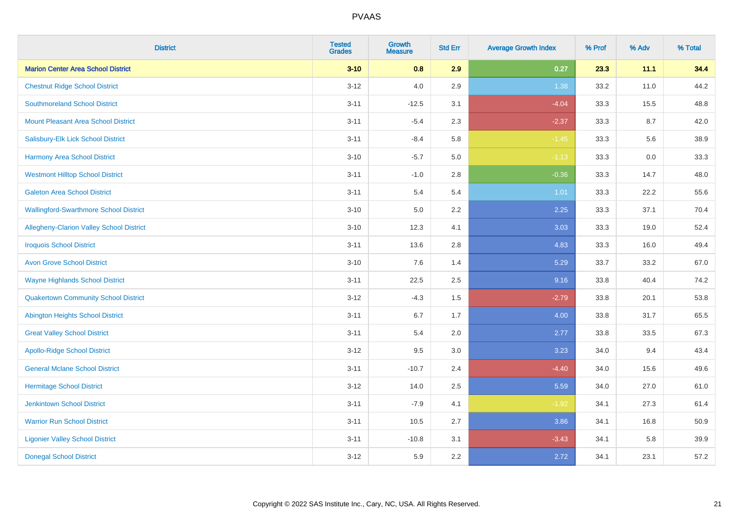PVAAS

| District | Tested Grades | Growth Measure | Std Err | Average Growth Index | % Prof | % Adv | % Total |
|---|---|---|---|---|---|---|---|
| **Marion Center Area School District** | **3-10** | **0.8** | **2.9** | **0.27** | **23.3** | **11.1** | **34.4** |
| Chestnut Ridge School District | 3-12 | 4.0 | 2.9 | 1.38 | 33.2 | 11.0 | 44.2 |
| Southmoreland School District | 3-11 | -12.5 | 3.1 | -4.04 | 33.3 | 15.5 | 48.8 |
| Mount Pleasant Area School District | 3-11 | -5.4 | 2.3 | -2.37 | 33.3 | 8.7 | 42.0 |
| Salisbury-Elk Lick School District | 3-11 | -8.4 | 5.8 | -1.45 | 33.3 | 5.6 | 38.9 |
| Harmony Area School District | 3-10 | -5.7 | 5.0 | -1.13 | 33.3 | 0.0 | 33.3 |
| Westmont Hilltop School District | 3-11 | -1.0 | 2.8 | -0.36 | 33.3 | 14.7 | 48.0 |
| Galeton Area School District | 3-11 | 5.4 | 5.4 | 1.01 | 33.3 | 22.2 | 55.6 |
| Wallingford-Swarthmore School District | 3-10 | 5.0 | 2.2 | 2.25 | 33.3 | 37.1 | 70.4 |
| Allegheny-Clarion Valley School District | 3-10 | 12.3 | 4.1 | 3.03 | 33.3 | 19.0 | 52.4 |
| Iroquois School District | 3-11 | 13.6 | 2.8 | 4.83 | 33.3 | 16.0 | 49.4 |
| Avon Grove School District | 3-10 | 7.6 | 1.4 | 5.29 | 33.7 | 33.2 | 67.0 |
| Wayne Highlands School District | 3-11 | 22.5 | 2.5 | 9.16 | 33.8 | 40.4 | 74.2 |
| Quakertown Community School District | 3-12 | -4.3 | 1.5 | -2.79 | 33.8 | 20.1 | 53.8 |
| Abington Heights School District | 3-11 | 6.7 | 1.7 | 4.00 | 33.8 | 31.7 | 65.5 |
| Great Valley School District | 3-11 | 5.4 | 2.0 | 2.77 | 33.8 | 33.5 | 67.3 |
| Apollo-Ridge School District | 3-12 | 9.5 | 3.0 | 3.23 | 34.0 | 9.4 | 43.4 |
| General Mclane School District | 3-11 | -10.7 | 2.4 | -4.40 | 34.0 | 15.6 | 49.6 |
| Hermitage School District | 3-12 | 14.0 | 2.5 | 5.59 | 34.0 | 27.0 | 61.0 |
| Jenkintown School District | 3-11 | -7.9 | 4.1 | -1.92 | 34.1 | 27.3 | 61.4 |
| Warrior Run School District | 3-11 | 10.5 | 2.7 | 3.86 | 34.1 | 16.8 | 50.9 |
| Ligonier Valley School District | 3-11 | -10.8 | 3.1 | -3.43 | 34.1 | 5.8 | 39.9 |
| Donegal School District | 3-12 | 5.9 | 2.2 | 2.72 | 34.1 | 23.1 | 57.2 |

Copyright © 2022 SAS Institute Inc., Cary, NC, USA. All Rights Reserved.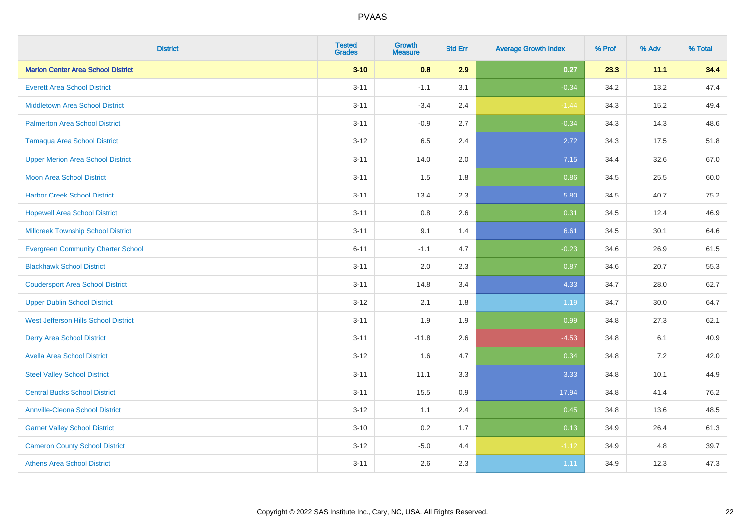| District | Tested Grades | Growth Measure | Std Err | Average Growth Index | % Prof | % Adv | % Total |
|---|---|---|---|---|---|---|---|
| **Marion Center Area School District** | **3-10** | **0.8** | **2.9** | **0.27** | **23.3** | **11.1** | **34.4** |
| Everett Area School District | 3-11 | -1.1 | 3.1 | -0.34 | 34.2 | 13.2 | 47.4 |
| Middletown Area School District | 3-11 | -3.4 | 2.4 | -1.44 | 34.3 | 15.2 | 49.4 |
| Palmerton Area School District | 3-11 | -0.9 | 2.7 | -0.34 | 34.3 | 14.3 | 48.6 |
| Tamaqua Area School District | 3-12 | 6.5 | 2.4 | 2.72 | 34.3 | 17.5 | 51.8 |
| Upper Merion Area School District | 3-11 | 14.0 | 2.0 | 7.15 | 34.4 | 32.6 | 67.0 |
| Moon Area School District | 3-11 | 1.5 | 1.8 | 0.86 | 34.5 | 25.5 | 60.0 |
| Harbor Creek School District | 3-11 | 13.4 | 2.3 | 5.80 | 34.5 | 40.7 | 75.2 |
| Hopewell Area School District | 3-11 | 0.8 | 2.6 | 0.31 | 34.5 | 12.4 | 46.9 |
| Millcreek Township School District | 3-11 | 9.1 | 1.4 | 6.61 | 34.5 | 30.1 | 64.6 |
| Evergreen Community Charter School | 6-11 | -1.1 | 4.7 | -0.23 | 34.6 | 26.9 | 61.5 |
| Blackhawk School District | 3-11 | 2.0 | 2.3 | 0.87 | 34.6 | 20.7 | 55.3 |
| Coudersport Area School District | 3-11 | 14.8 | 3.4 | 4.33 | 34.7 | 28.0 | 62.7 |
| Upper Dublin School District | 3-12 | 2.1 | 1.8 | 1.19 | 34.7 | 30.0 | 64.7 |
| West Jefferson Hills School District | 3-11 | 1.9 | 1.9 | 0.99 | 34.8 | 27.3 | 62.1 |
| Derry Area School District | 3-11 | -11.8 | 2.6 | -4.53 | 34.8 | 6.1 | 40.9 |
| Avella Area School District | 3-12 | 1.6 | 4.7 | 0.34 | 34.8 | 7.2 | 42.0 |
| Steel Valley School District | 3-11 | 11.1 | 3.3 | 3.33 | 34.8 | 10.1 | 44.9 |
| Central Bucks School District | 3-11 | 15.5 | 0.9 | 17.94 | 34.8 | 41.4 | 76.2 |
| Annville-Cleona School District | 3-12 | 1.1 | 2.4 | 0.45 | 34.8 | 13.6 | 48.5 |
| Garnet Valley School District | 3-10 | 0.2 | 1.7 | 0.13 | 34.9 | 26.4 | 61.3 |
| Cameron County School District | 3-12 | -5.0 | 4.4 | -1.12 | 34.9 | 4.8 | 39.7 |
| Athens Area School District | 3-11 | 2.6 | 2.3 | 1.11 | 34.9 | 12.3 | 47.3 |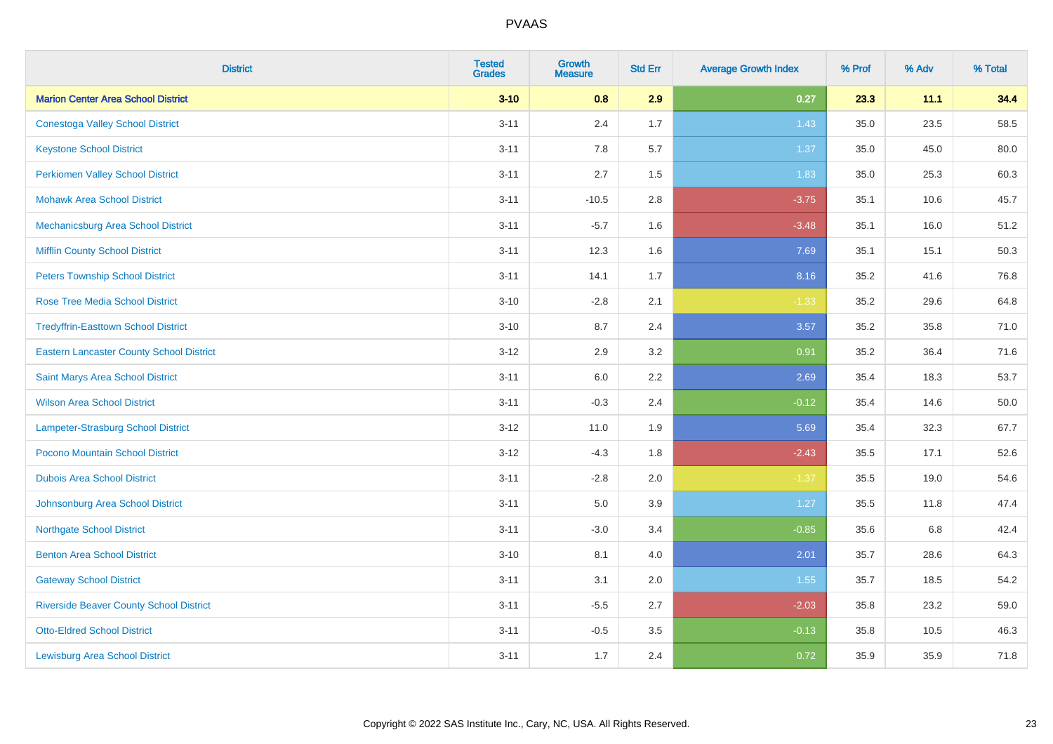# PVAAS

| District | Tested Grades | Growth Measure | Std Err | Average Growth Index | % Prof | % Adv | % Total |
|---|---|---|---|---|---|---|---|
| **Marion Center Area School District** | **3-10** | **0.8** | **2.9** | **0.27** | **23.3** | **11.1** | **34.4** |
| Conestoga Valley School District | 3-11 | 2.4 | 1.7 | 1.43 | 35.0 | 23.5 | 58.5 |
| Keystone School District | 3-11 | 7.8 | 5.7 | 1.37 | 35.0 | 45.0 | 80.0 |
| Perkiomen Valley School District | 3-11 | 2.7 | 1.5 | 1.83 | 35.0 | 25.3 | 60.3 |
| Mohawk Area School District | 3-11 | -10.5 | 2.8 | -3.75 | 35.1 | 10.6 | 45.7 |
| Mechanicsburg Area School District | 3-11 | -5.7 | 1.6 | -3.48 | 35.1 | 16.0 | 51.2 |
| Mifflin County School District | 3-11 | 12.3 | 1.6 | 7.69 | 35.1 | 15.1 | 50.3 |
| Peters Township School District | 3-11 | 14.1 | 1.7 | 8.16 | 35.2 | 41.6 | 76.8 |
| Rose Tree Media School District | 3-10 | -2.8 | 2.1 | -1.33 | 35.2 | 29.6 | 64.8 |
| Tredyffrin-Easttown School District | 3-10 | 8.7 | 2.4 | 3.57 | 35.2 | 35.8 | 71.0 |
| Eastern Lancaster County School District | 3-12 | 2.9 | 3.2 | 0.91 | 35.2 | 36.4 | 71.6 |
| Saint Marys Area School District | 3-11 | 6.0 | 2.2 | 2.69 | 35.4 | 18.3 | 53.7 |
| Wilson Area School District | 3-11 | -0.3 | 2.4 | -0.12 | 35.4 | 14.6 | 50.0 |
| Lampeter-Strasburg School District | 3-12 | 11.0 | 1.9 | 5.69 | 35.4 | 32.3 | 67.7 |
| Pocono Mountain School District | 3-12 | -4.3 | 1.8 | -2.43 | 35.5 | 17.1 | 52.6 |
| Dubois Area School District | 3-11 | -2.8 | 2.0 | -1.37 | 35.5 | 19.0 | 54.6 |
| Johnsonburg Area School District | 3-11 | 5.0 | 3.9 | 1.27 | 35.5 | 11.8 | 47.4 |
| Northgate School District | 3-11 | -3.0 | 3.4 | -0.85 | 35.6 | 6.8 | 42.4 |
| Benton Area School District | 3-10 | 8.1 | 4.0 | 2.01 | 35.7 | 28.6 | 64.3 |
| Gateway School District | 3-11 | 3.1 | 2.0 | 1.55 | 35.7 | 18.5 | 54.2 |
| Riverside Beaver County School District | 3-11 | -5.5 | 2.7 | -2.03 | 35.8 | 23.2 | 59.0 |
| Otto-Eldred School District | 3-11 | -0.5 | 3.5 | -0.13 | 35.8 | 10.5 | 46.3 |
| Lewisburg Area School District | 3-11 | 1.7 | 2.4 | 0.72 | 35.9 | 35.9 | 71.8 |

Copyright © 2022 SAS Institute Inc., Cary, NC, USA. All Rights Reserved.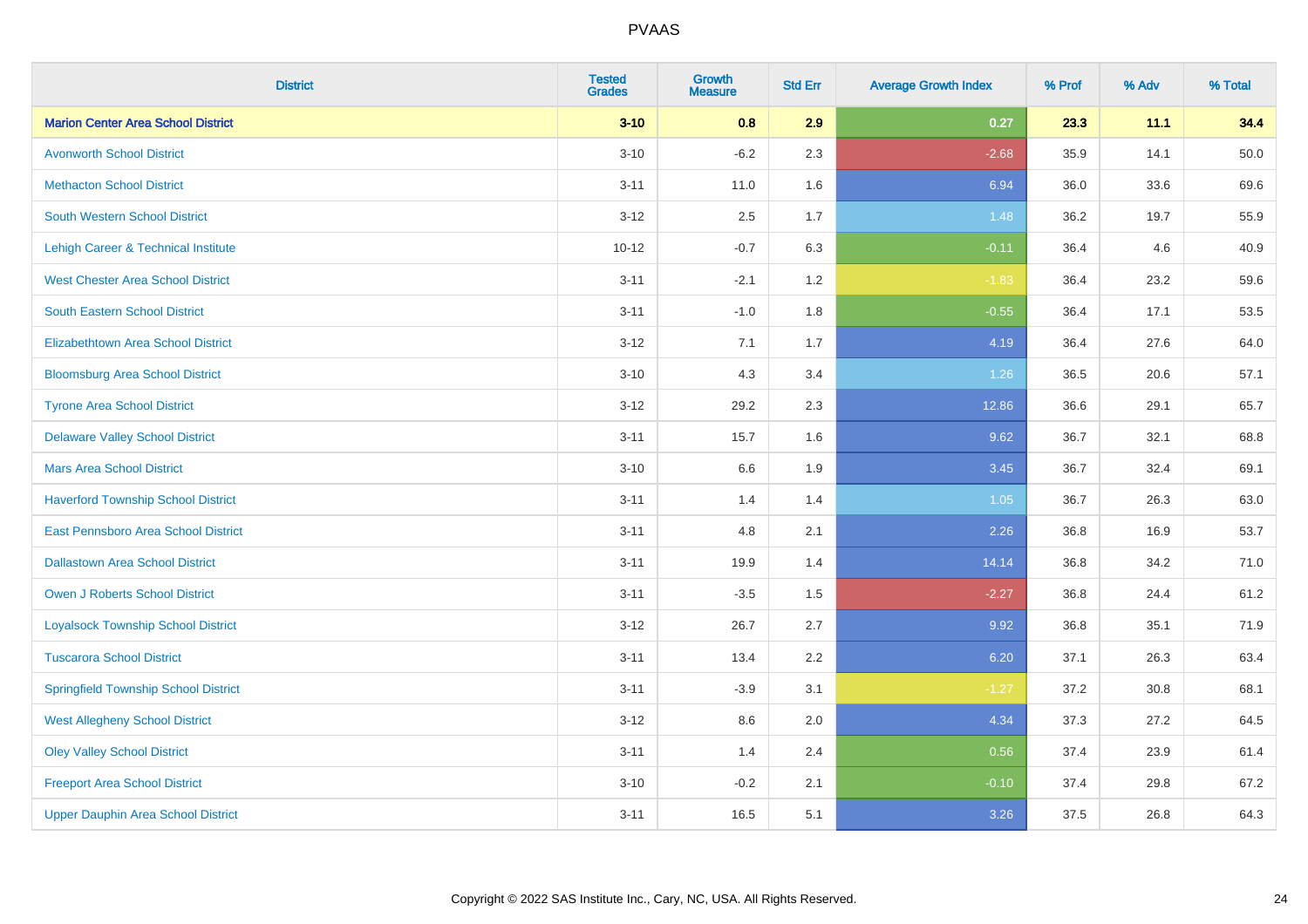# PVAAS

| District | Tested Grades | Growth Measure | Std Err | Average Growth Index | % Prof | % Adv | % Total |
|---|---|---|---|---|---|---|---|
| **Marion Center Area School District** | **3-10** | **0.8** | **2.9** | **0.27** | **23.3** | **11.1** | **34.4** |
| Avonworth School District | 3-10 | -6.2 | 2.3 | -2.68 | 35.9 | 14.1 | 50.0 |
| Methacton School District | 3-11 | 11.0 | 1.6 | 6.94 | 36.0 | 33.6 | 69.6 |
| South Western School District | 3-12 | 2.5 | 1.7 | 1.48 | 36.2 | 19.7 | 55.9 |
| Lehigh Career & Technical Institute | 10-12 | -0.7 | 6.3 | -0.11 | 36.4 | 4.6 | 40.9 |
| West Chester Area School District | 3-11 | -2.1 | 1.2 | -1.83 | 36.4 | 23.2 | 59.6 |
| South Eastern School District | 3-11 | -1.0 | 1.8 | -0.55 | 36.4 | 17.1 | 53.5 |
| Elizabethtown Area School District | 3-12 | 7.1 | 1.7 | 4.19 | 36.4 | 27.6 | 64.0 |
| Bloomsburg Area School District | 3-10 | 4.3 | 3.4 | 1.26 | 36.5 | 20.6 | 57.1 |
| Tyrone Area School District | 3-12 | 29.2 | 2.3 | 12.86 | 36.6 | 29.1 | 65.7 |
| Delaware Valley School District | 3-11 | 15.7 | 1.6 | 9.62 | 36.7 | 32.1 | 68.8 |
| Mars Area School District | 3-10 | 6.6 | 1.9 | 3.45 | 36.7 | 32.4 | 69.1 |
| Haverford Township School District | 3-11 | 1.4 | 1.4 | 1.05 | 36.7 | 26.3 | 63.0 |
| East Pennsboro Area School District | 3-11 | 4.8 | 2.1 | 2.26 | 36.8 | 16.9 | 53.7 |
| Dallastown Area School District | 3-11 | 19.9 | 1.4 | 14.14 | 36.8 | 34.2 | 71.0 |
| Owen J Roberts School District | 3-11 | -3.5 | 1.5 | -2.27 | 36.8 | 24.4 | 61.2 |
| Loyalsock Township School District | 3-12 | 26.7 | 2.7 | 9.92 | 36.8 | 35.1 | 71.9 |
| Tuscarora School District | 3-11 | 13.4 | 2.2 | 6.20 | 37.1 | 26.3 | 63.4 |
| Springfield Township School District | 3-11 | -3.9 | 3.1 | -1.27 | 37.2 | 30.8 | 68.1 |
| West Allegheny School District | 3-12 | 8.6 | 2.0 | 4.34 | 37.3 | 27.2 | 64.5 |
| Oley Valley School District | 3-11 | 1.4 | 2.4 | 0.56 | 37.4 | 23.9 | 61.4 |
| Freeport Area School District | 3-10 | -0.2 | 2.1 | -0.10 | 37.4 | 29.8 | 67.2 |
| Upper Dauphin Area School District | 3-11 | 16.5 | 5.1 | 3.26 | 37.5 | 26.8 | 64.3 |

Copyright © 2022 SAS Institute Inc., Cary, NC, USA. All Rights Reserved.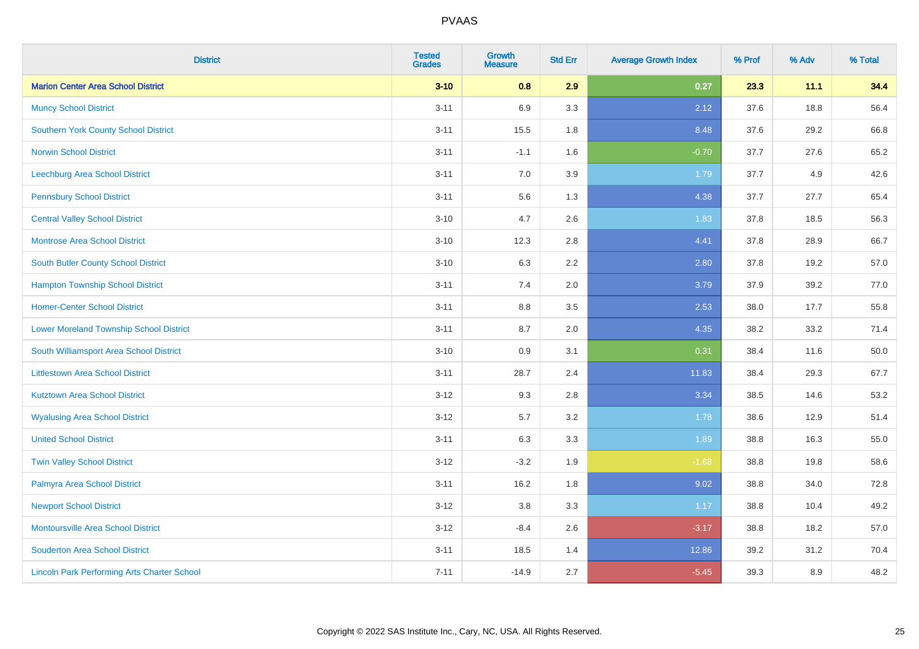# PVAAS

| District | Tested Grades | Growth Measure | Std Err | Average Growth Index | % Prof | % Adv | % Total |
|---|---|---|---|---|---|---|---|
| **Marion Center Area School District** | **3-10** | **0.8** | **2.9** | **0.27** | **23.3** | **11.1** | **34.4** |
| Muncy School District | 3-11 | 6.9 | 3.3 | 2.12 | 37.6 | 18.8 | 56.4 |
| Southern York County School District | 3-11 | 15.5 | 1.8 | 8.48 | 37.6 | 29.2 | 66.8 |
| Norwin School District | 3-11 | -1.1 | 1.6 | -0.70 | 37.7 | 27.6 | 65.2 |
| Leechburg Area School District | 3-11 | 7.0 | 3.9 | 1.79 | 37.7 | 4.9 | 42.6 |
| Pennsbury School District | 3-11 | 5.6 | 1.3 | 4.38 | 37.7 | 27.7 | 65.4 |
| Central Valley School District | 3-10 | 4.7 | 2.6 | 1.83 | 37.8 | 18.5 | 56.3 |
| Montrose Area School District | 3-10 | 12.3 | 2.8 | 4.41 | 37.8 | 28.9 | 66.7 |
| South Butler County School District | 3-10 | 6.3 | 2.2 | 2.80 | 37.8 | 19.2 | 57.0 |
| Hampton Township School District | 3-11 | 7.4 | 2.0 | 3.79 | 37.9 | 39.2 | 77.0 |
| Homer-Center School District | 3-11 | 8.8 | 3.5 | 2.53 | 38.0 | 17.7 | 55.8 |
| Lower Moreland Township School District | 3-11 | 8.7 | 2.0 | 4.35 | 38.2 | 33.2 | 71.4 |
| South Williamsport Area School District | 3-10 | 0.9 | 3.1 | 0.31 | 38.4 | 11.6 | 50.0 |
| Littlestown Area School District | 3-11 | 28.7 | 2.4 | 11.83 | 38.4 | 29.3 | 67.7 |
| Kutztown Area School District | 3-12 | 9.3 | 2.8 | 3.34 | 38.5 | 14.6 | 53.2 |
| Wyalusing Area School District | 3-12 | 5.7 | 3.2 | 1.78 | 38.6 | 12.9 | 51.4 |
| United School District | 3-11 | 6.3 | 3.3 | 1.89 | 38.8 | 16.3 | 55.0 |
| Twin Valley School District | 3-12 | -3.2 | 1.9 | -1.68 | 38.8 | 19.8 | 58.6 |
| Palmyra Area School District | 3-11 | 16.2 | 1.8 | 9.02 | 38.8 | 34.0 | 72.8 |
| Newport School District | 3-12 | 3.8 | 3.3 | 1.17 | 38.8 | 10.4 | 49.2 |
| Montoursville Area School District | 3-12 | -8.4 | 2.6 | -3.17 | 38.8 | 18.2 | 57.0 |
| Souderton Area School District | 3-11 | 18.5 | 1.4 | 12.86 | 39.2 | 31.2 | 70.4 |
| Lincoln Park Performing Arts Charter School | 7-11 | -14.9 | 2.7 | -5.45 | 39.3 | 8.9 | 48.2 |

Copyright © 2022 SAS Institute Inc., Cary, NC, USA. All Rights Reserved.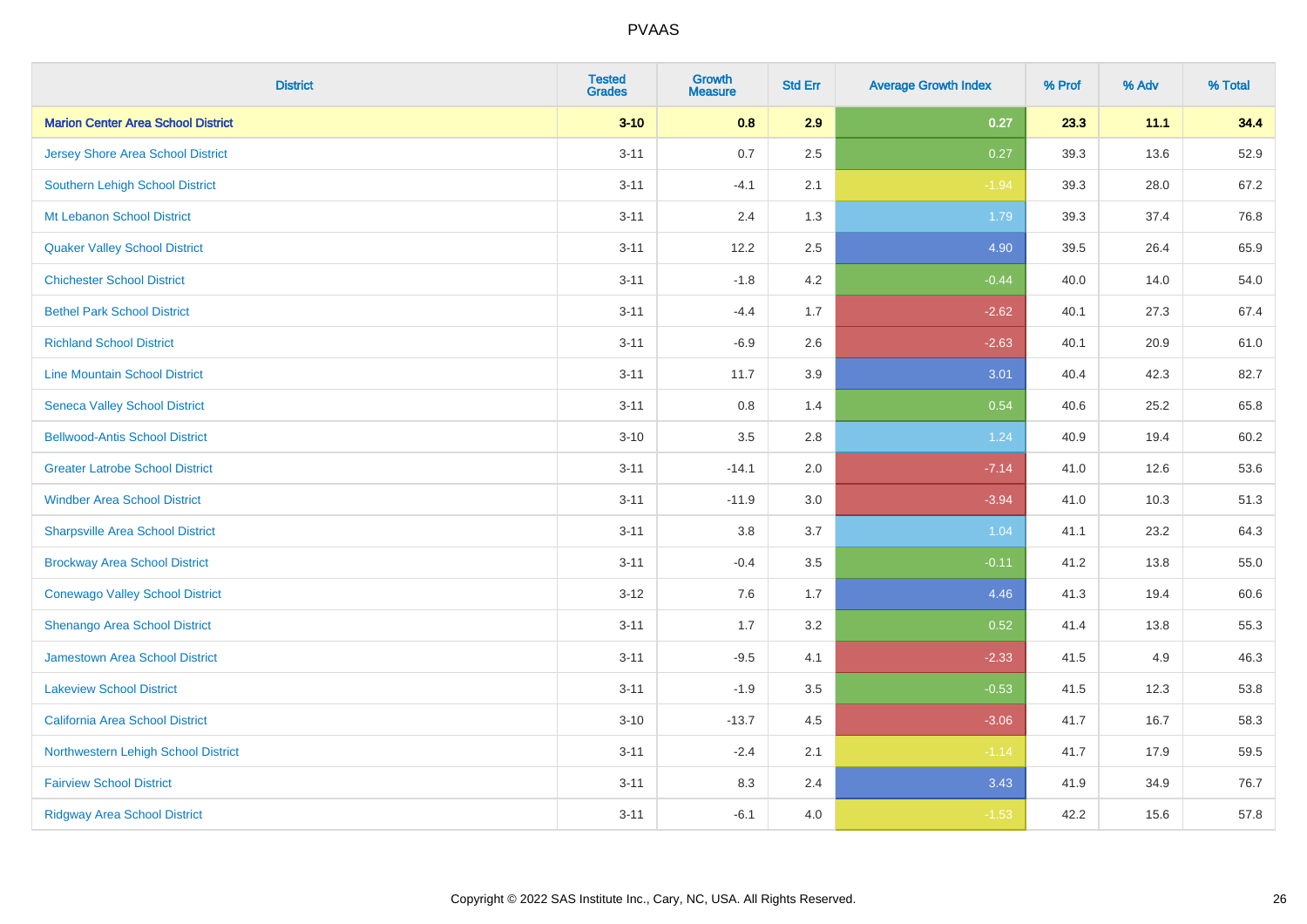PVAAS

| District | Tested Grades | Growth Measure | Std Err | Average Growth Index | % Prof | % Adv | % Total |
|---|---|---|---|---|---|---|---|
| **Marion Center Area School District** | **3-10** | **0.8** | **2.9** | **0.27** | **23.3** | **11.1** | **34.4** |
| Jersey Shore Area School District | 3-11 | 0.7 | 2.5 | 0.27 | 39.3 | 13.6 | 52.9 |
| Southern Lehigh School District | 3-11 | -4.1 | 2.1 | -1.94 | 39.3 | 28.0 | 67.2 |
| Mt Lebanon School District | 3-11 | 2.4 | 1.3 | 1.79 | 39.3 | 37.4 | 76.8 |
| Quaker Valley School District | 3-11 | 12.2 | 2.5 | 4.90 | 39.5 | 26.4 | 65.9 |
| Chichester School District | 3-11 | -1.8 | 4.2 | -0.44 | 40.0 | 14.0 | 54.0 |
| Bethel Park School District | 3-11 | -4.4 | 1.7 | -2.62 | 40.1 | 27.3 | 67.4 |
| Richland School District | 3-11 | -6.9 | 2.6 | -2.63 | 40.1 | 20.9 | 61.0 |
| Line Mountain School District | 3-11 | 11.7 | 3.9 | 3.01 | 40.4 | 42.3 | 82.7 |
| Seneca Valley School District | 3-11 | 0.8 | 1.4 | 0.54 | 40.6 | 25.2 | 65.8 |
| Bellwood-Antis School District | 3-10 | 3.5 | 2.8 | 1.24 | 40.9 | 19.4 | 60.2 |
| Greater Latrobe School District | 3-11 | -14.1 | 2.0 | -7.14 | 41.0 | 12.6 | 53.6 |
| Windber Area School District | 3-11 | -11.9 | 3.0 | -3.94 | 41.0 | 10.3 | 51.3 |
| Sharpsville Area School District | 3-11 | 3.8 | 3.7 | 1.04 | 41.1 | 23.2 | 64.3 |
| Brockway Area School District | 3-11 | -0.4 | 3.5 | -0.11 | 41.2 | 13.8 | 55.0 |
| Conewago Valley School District | 3-12 | 7.6 | 1.7 | 4.46 | 41.3 | 19.4 | 60.6 |
| Shenango Area School District | 3-11 | 1.7 | 3.2 | 0.52 | 41.4 | 13.8 | 55.3 |
| Jamestown Area School District | 3-11 | -9.5 | 4.1 | -2.33 | 41.5 | 4.9 | 46.3 |
| Lakeview School District | 3-11 | -1.9 | 3.5 | -0.53 | 41.5 | 12.3 | 53.8 |
| California Area School District | 3-10 | -13.7 | 4.5 | -3.06 | 41.7 | 16.7 | 58.3 |
| Northwestern Lehigh School District | 3-11 | -2.4 | 2.1 | -1.14 | 41.7 | 17.9 | 59.5 |
| Fairview School District | 3-11 | 8.3 | 2.4 | 3.43 | 41.9 | 34.9 | 76.7 |
| Ridgway Area School District | 3-11 | -6.1 | 4.0 | -1.53 | 42.2 | 15.6 | 57.8 |

Copyright © 2022 SAS Institute Inc., Cary, NC, USA. All Rights Reserved.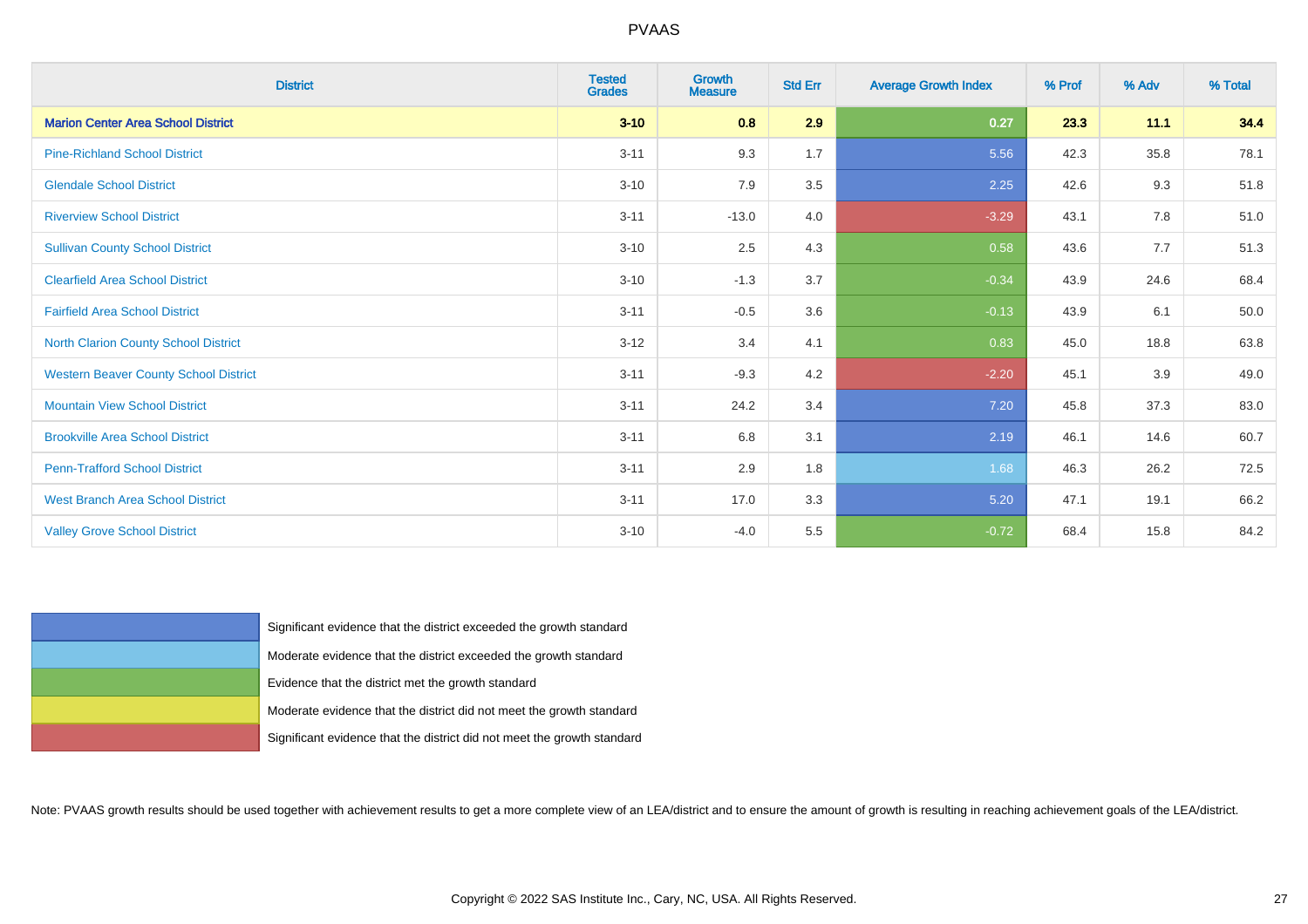PVAAS

| District | Tested Grades | Growth Measure | Std Err | Average Growth Index | % Prof | % Adv | % Total |
|---|---|---|---|---|---|---|---|
| **Marion Center Area School District** | **3-10** | **0.8** | **2.9** | **0.27** | **23.3** | **11.1** | **34.4** |
| Pine-Richland School District | 3-11 | 9.3 | 1.7 | 5.56 | 42.3 | 35.8 | 78.1 |
| Glendale School District | 3-10 | 7.9 | 3.5 | 2.25 | 42.6 | 9.3 | 51.8 |
| Riverview School District | 3-11 | -13.0 | 4.0 | -3.29 | 43.1 | 7.8 | 51.0 |
| Sullivan County School District | 3-10 | 2.5 | 4.3 | 0.58 | 43.6 | 7.7 | 51.3 |
| Clearfield Area School District | 3-10 | -1.3 | 3.7 | -0.34 | 43.9 | 24.6 | 68.4 |
| Fairfield Area School District | 3-11 | -0.5 | 3.6 | -0.13 | 43.9 | 6.1 | 50.0 |
| North Clarion County School District | 3-12 | 3.4 | 4.1 | 0.83 | 45.0 | 18.8 | 63.8 |
| Western Beaver County School District | 3-11 | -9.3 | 4.2 | -2.20 | 45.1 | 3.9 | 49.0 |
| Mountain View School District | 3-11 | 24.2 | 3.4 | 7.20 | 45.8 | 37.3 | 83.0 |
| Brookville Area School District | 3-11 | 6.8 | 3.1 | 2.19 | 46.1 | 14.6 | 60.7 |
| Penn-Trafford School District | 3-11 | 2.9 | 1.8 | 1.68 | 46.3 | 26.2 | 72.5 |
| West Branch Area School District | 3-11 | 17.0 | 3.3 | 5.20 | 47.1 | 19.1 | 66.2 |
| Valley Grove School District | 3-10 | -4.0 | 5.5 | -0.72 | 68.4 | 15.8 | 84.2 |

Significant evidence that the district exceeded the growth standard

Moderate evidence that the district exceeded the growth standard

Evidence that the district met the growth standard

Moderate evidence that the district did not meet the growth standard

Significant evidence that the district did not meet the growth standard

Note: PVAAS growth results should be used together with achievement results to get a more complete view of an LEA/district and to ensure the amount of growth is resulting in reaching achievement goals of the LEA/district.

Copyright © 2022 SAS Institute Inc., Cary, NC, USA. All Rights Reserved.